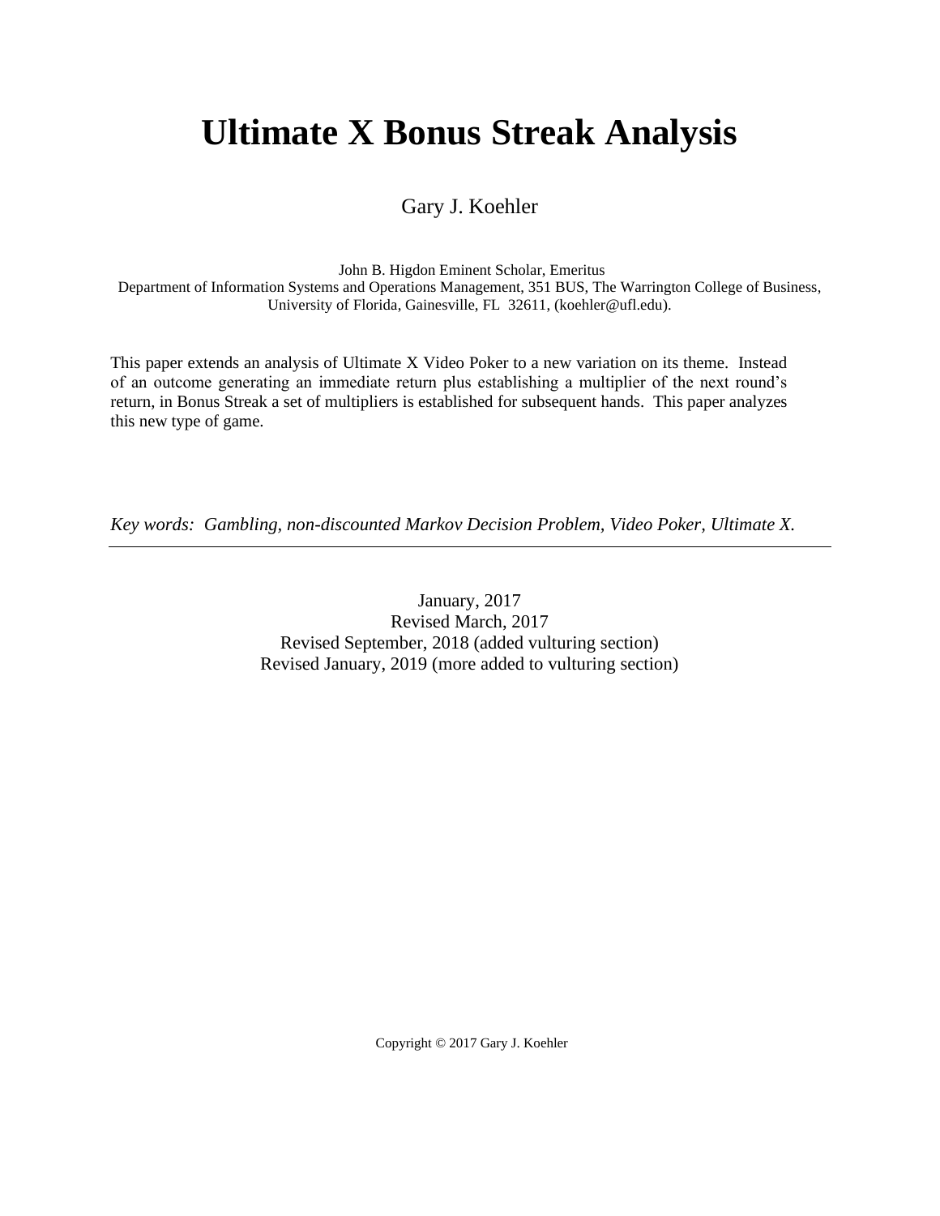# Ultimate X Bonus Streak Analysis

Gary J. Koehler

John B. Higdon Eminent Scholar, Emeritus
Department of Information Systems and Operations Management, 351 BUS, The Warrington College of Business, University of Florida, Gainesville, FL 32611, (koehler@ufl.edu).

This paper extends an analysis of Ultimate X Video Poker to a new variation on its theme. Instead of an outcome generating an immediate return plus establishing a multiplier of the next round's return, in Bonus Streak a set of multipliers is established for subsequent hands. This paper analyzes this new type of game.

*Key words: Gambling, non-discounted Markov Decision Problem, Video Poker, Ultimate X.*

---

January, 2017
Revised March, 2017
Revised September, 2018 (added vulturing section)
Revised January, 2019 (more added to vulturing section)

Copyright © 2017 Gary J. Koehler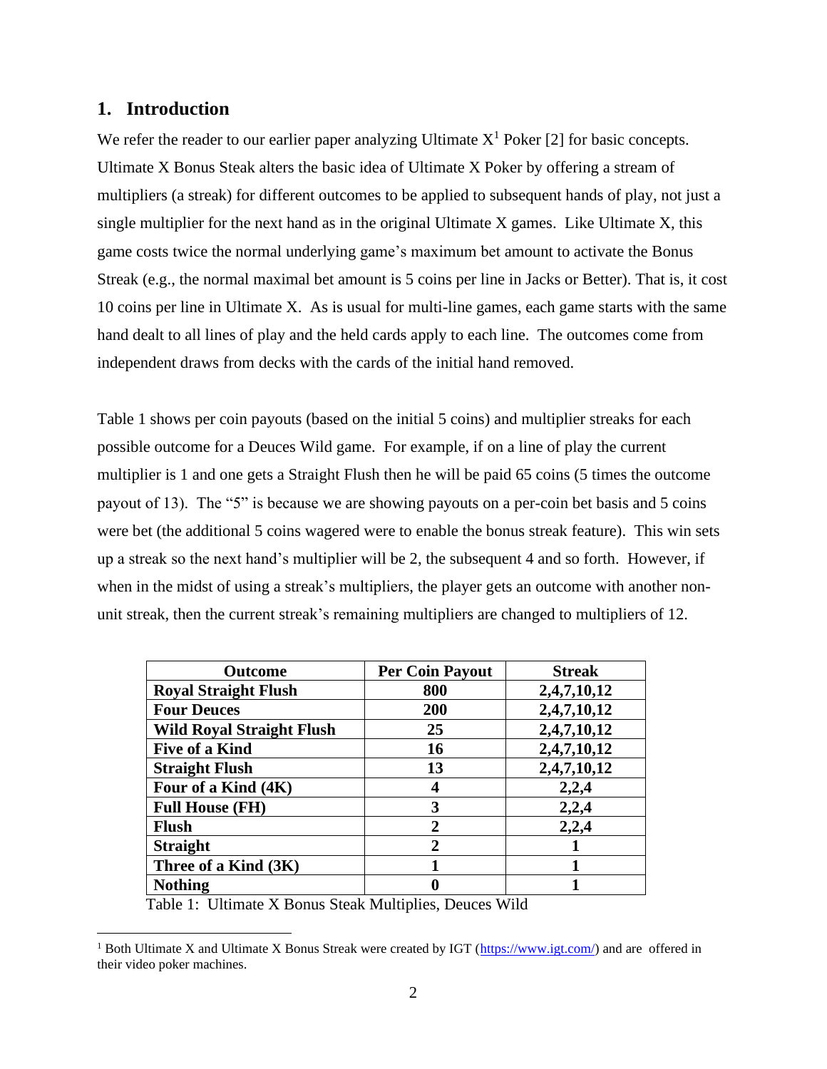## 1. Introduction

We refer the reader to our earlier paper analyzing Ultimate X[1] Poker [2] for basic concepts. Ultimate X Bonus Steak alters the basic idea of Ultimate X Poker by offering a stream of multipliers (a streak) for different outcomes to be applied to subsequent hands of play, not just a single multiplier for the next hand as in the original Ultimate X games. Like Ultimate X, this game costs twice the normal underlying game's maximum bet amount to activate the Bonus Streak (e.g., the normal maximal bet amount is 5 coins per line in Jacks or Better). That is, it cost 10 coins per line in Ultimate X. As is usual for multi-line games, each game starts with the same hand dealt to all lines of play and the held cards apply to each line. The outcomes come from independent draws from decks with the cards of the initial hand removed.

Table 1 shows per coin payouts (based on the initial 5 coins) and multiplier streaks for each possible outcome for a Deuces Wild game. For example, if on a line of play the current multiplier is 1 and one gets a Straight Flush then he will be paid 65 coins (5 times the outcome payout of 13). The "5" is because we are showing payouts on a per-coin bet basis and 5 coins were bet (the additional 5 coins wagered were to enable the bonus streak feature). This win sets up a streak so the next hand's multiplier will be 2, the subsequent 4 and so forth. However, if when in the midst of using a streak's multipliers, the player gets an outcome with another non-unit streak, then the current streak's remaining multipliers are changed to multipliers of 12.

| Outcome | Per Coin Payout | Streak |
|---|---|---|
| **Royal Straight Flush** | **800** | **2,4,7,10,12** |
| **Four Deuces** | **200** | **2,4,7,10,12** |
| **Wild Royal Straight Flush** | **25** | **2,4,7,10,12** |
| **Five of a Kind** | **16** | **2,4,7,10,12** |
| **Straight Flush** | **13** | **2,4,7,10,12** |
| **Four of a Kind (4K)** | **4** | **2,2,4** |
| **Full House (FH)** | **3** | **2,2,4** |
| **Flush** | **2** | **2,2,4** |
| **Straight** | **2** | **1** |
| **Three of a Kind (3K)** | **1** | **1** |
| **Nothing** | **0** | **1** |

Table 1: Ultimate X Bonus Steak Multiplies, Deuces Wild

[1] Both Ultimate X and Ultimate X Bonus Streak were created by IGT (https://www.igt.com/) and are offered in their video poker machines.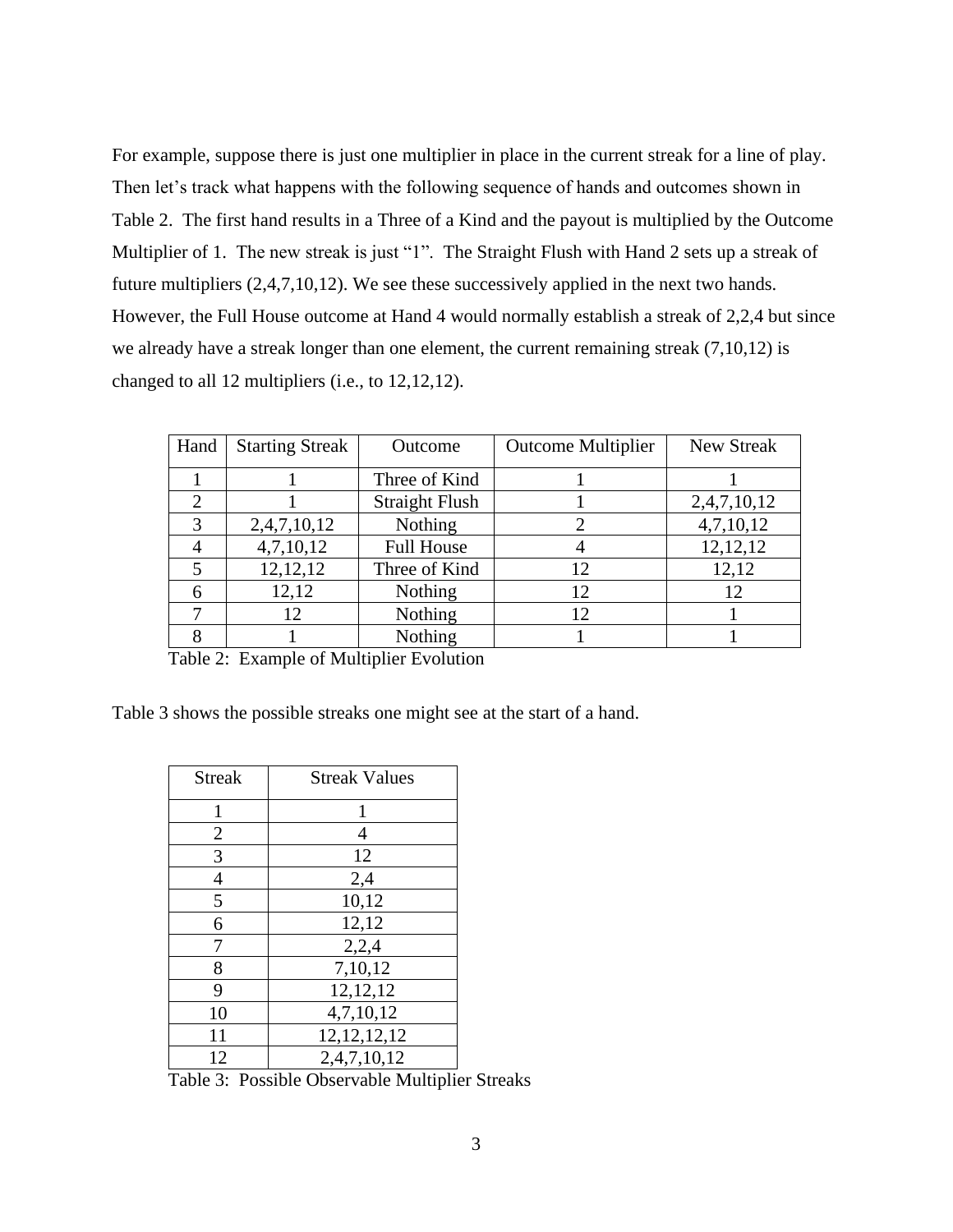For example, suppose there is just one multiplier in place in the current streak for a line of play. Then let's track what happens with the following sequence of hands and outcomes shown in Table 2. The first hand results in a Three of a Kind and the payout is multiplied by the Outcome Multiplier of 1. The new streak is just "1". The Straight Flush with Hand 2 sets up a streak of future multipliers (2,4,7,10,12). We see these successively applied in the next two hands. However, the Full House outcome at Hand 4 would normally establish a streak of 2,2,4 but since we already have a streak longer than one element, the current remaining streak (7,10,12) is changed to all 12 multipliers (i.e., to 12,12,12).

| Hand | Starting Streak | Outcome | Outcome Multiplier | New Streak |
|---|---|---|---|---|
| 1 | 1 | Three of Kind | 1 | 1 |
| 2 | 1 | Straight Flush | 1 | 2,4,7,10,12 |
| 3 | 2,4,7,10,12 | Nothing | 2 | 4,7,10,12 |
| 4 | 4,7,10,12 | Full House | 4 | 12,12,12 |
| 5 | 12,12,12 | Three of Kind | 12 | 12,12 |
| 6 | 12,12 | Nothing | 12 | 12 |
| 7 | 12 | Nothing | 12 | 1 |
| 8 | 1 | Nothing | 1 | 1 |

Table 2: Example of Multiplier Evolution

Table 3 shows the possible streaks one might see at the start of a hand.

| Streak | Streak Values |
|---|---|
| 1 | 1 |
| 2 | 4 |
| 3 | 12 |
| 4 | 2,4 |
| 5 | 10,12 |
| 6 | 12,12 |
| 7 | 2,2,4 |
| 8 | 7,10,12 |
| 9 | 12,12,12 |
| 10 | 4,7,10,12 |
| 11 | 12,12,12,12 |
| 12 | 2,4,7,10,12 |

Table 3: Possible Observable Multiplier Streaks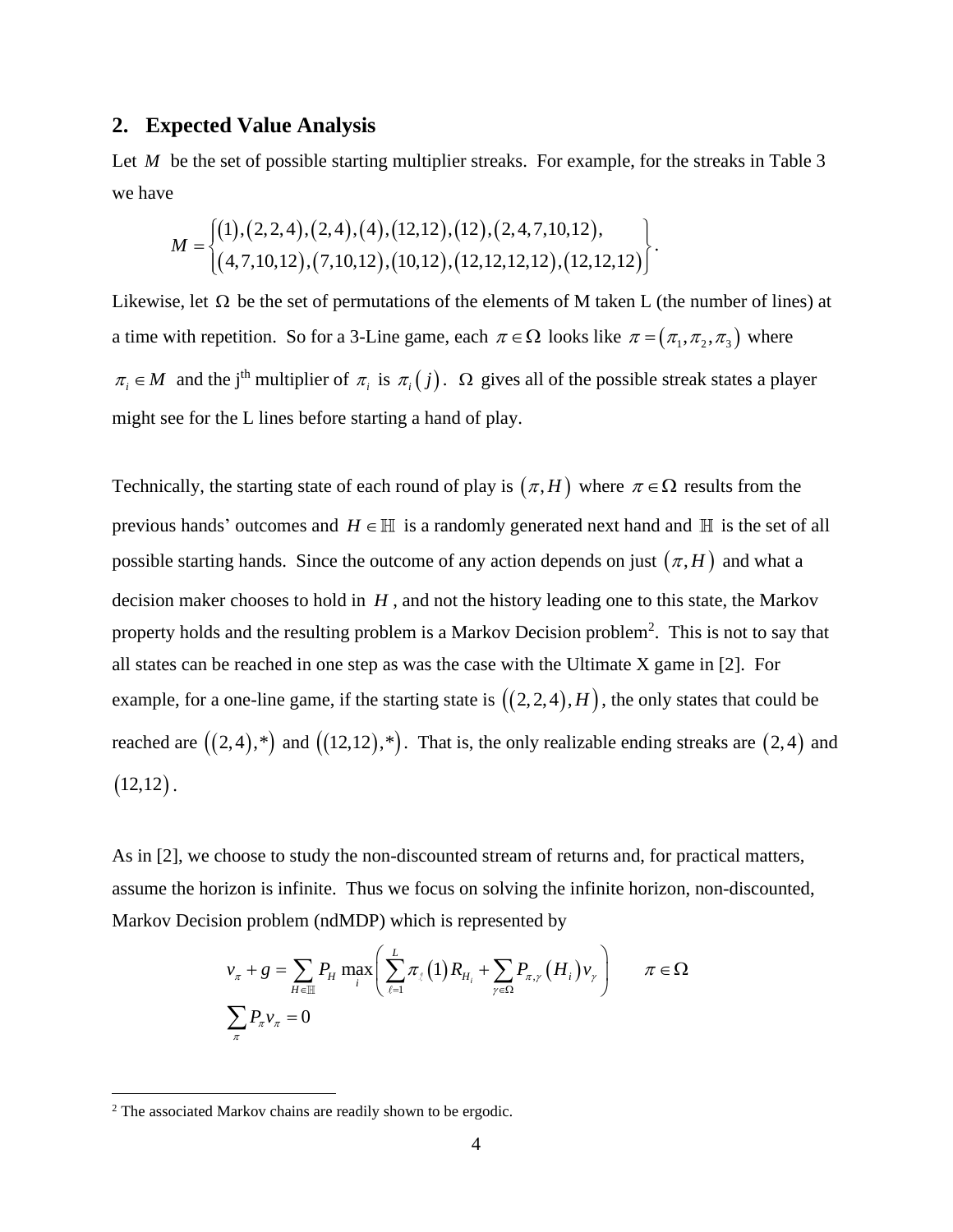## 2. Expected Value Analysis

Let $M$ be the set of possible starting multiplier streaks. For example, for the streaks in Table 3 we have

$$M = \left\{ \begin{matrix} (1),(2,2,4),(2,4),(4),(12,12),(12),(2,4,7,10,12), \\ (4,7,10,12),(7,10,12),(10,12),(12,12,12,12),(12,12,12) \end{matrix} \right\}.$$

Likewise, let $\Omega$ be the set of permutations of the elements of M taken L (the number of lines) at a time with repetition. So for a 3-Line game, each $\pi \in \Omega$ looks like $\pi = (\pi_1, \pi_2, \pi_3)$ where $\pi_i \in M$ and the j[th] multiplier of $\pi_i$ is $\pi_i(j)$. $\Omega$ gives all of the possible streak states a player might see for the L lines before starting a hand of play.

Technically, the starting state of each round of play is $(\pi, H)$ where $\pi \in \Omega$ results from the previous hands' outcomes and $H \in \mathbb{H}$ is a randomly generated next hand and $\mathbb{H}$ is the set of all possible starting hands. Since the outcome of any action depends on just $(\pi, H)$ and what a decision maker chooses to hold in $H$, and not the history leading one to this state, the Markov property holds and the resulting problem is a Markov Decision problem[2]. This is not to say that all states can be reached in one step as was the case with the Ultimate X game in [2]. For example, for a one-line game, if the starting state is $((2,2,4), H)$, the only states that could be reached are $((2,4),*)$ and $((12,12),*)$. That is, the only realizable ending streaks are $(2,4)$ and $(12,12)$.

As in [2], we choose to study the non-discounted stream of returns and, for practical matters, assume the horizon is infinite. Thus we focus on solving the infinite horizon, non-discounted, Markov Decision problem (ndMDP) which is represented by

$$v_\pi + g = \sum_{H \in \mathbb{H}} P_H \max_i \left( \sum_{\ell=1}^{L} \pi_\ell(1) R_{H_i} + \sum_{\gamma \in \Omega} P_{\pi,\gamma}(H_i) v_\gamma \right) \qquad \pi \in \Omega$$

$$\sum_\pi P_\pi v_\pi = 0$$

[2] The associated Markov chains are readily shown to be ergodic.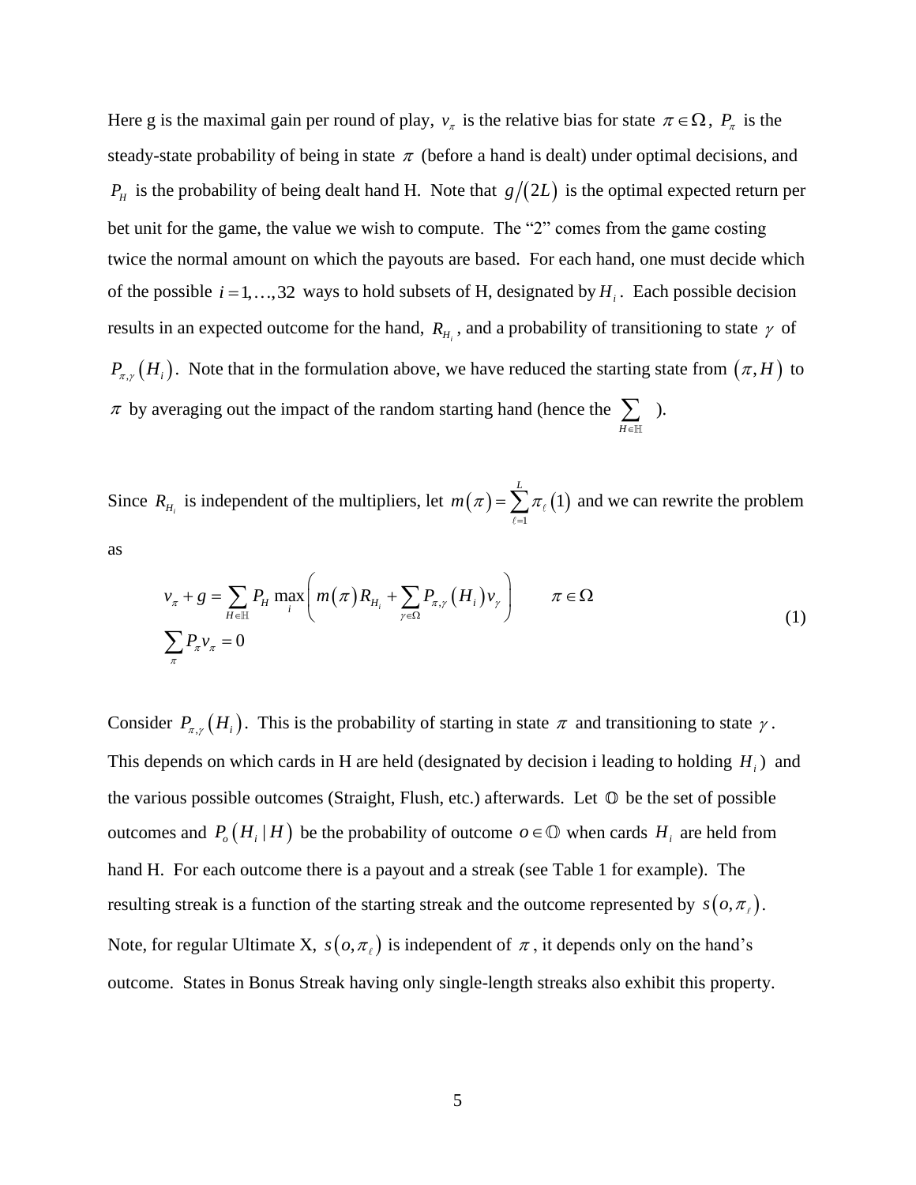Here g is the maximal gain per round of play, $v_\pi$ is the relative bias for state $\pi \in \Omega$, $P_\pi$ is the steady-state probability of being in state $\pi$ (before a hand is dealt) under optimal decisions, and $P_H$ is the probability of being dealt hand H. Note that $g/(2L)$ is the optimal expected return per bet unit for the game, the value we wish to compute. The "2" comes from the game costing twice the normal amount on which the payouts are based. For each hand, one must decide which of the possible $i = 1, \ldots, 32$ ways to hold subsets of H, designated by $H_i$. Each possible decision results in an expected outcome for the hand, $R_{H_i}$, and a probability of transitioning to state $\gamma$ of $P_{\pi,\gamma}(H_i)$. Note that in the formulation above, we have reduced the starting state from $(\pi, H)$ to $\pi$ by averaging out the impact of the random starting hand (hence the $\sum_{H \in \mathbb{H}}$ ).

Since $R_{H_i}$ is independent of the multipliers, let $m(\pi) = \sum_{\ell=1}^{L} \pi_\ell(1)$ and we can rewrite the problem as

$$
\begin{aligned}
& v_\pi + g = \sum_{H \in \mathbb{H}} P_H \max_i \left( m(\pi) R_{H_i} + \sum_{\gamma \in \Omega} P_{\pi,\gamma}(H_i) v_\gamma \right) \qquad \pi \in \Omega \\
& \sum_\pi P_\pi v_\pi = 0
\end{aligned}
\tag{1}
$$

Consider $P_{\pi,\gamma}(H_i)$. This is the probability of starting in state $\pi$ and transitioning to state $\gamma$. This depends on which cards in H are held (designated by decision i leading to holding $H_i$) and the various possible outcomes (Straight, Flush, etc.) afterwards. Let $\mathbb{O}$ be the set of possible outcomes and $P_o(H_i \mid H)$ be the probability of outcome $o \in \mathbb{O}$ when cards $H_i$ are held from hand H. For each outcome there is a payout and a streak (see Table 1 for example). The resulting streak is a function of the starting streak and the outcome represented by $s(o, \pi_\ell)$. Note, for regular Ultimate X, $s(o, \pi_\ell)$ is independent of $\pi$, it depends only on the hand's outcome. States in Bonus Streak having only single-length streaks also exhibit this property.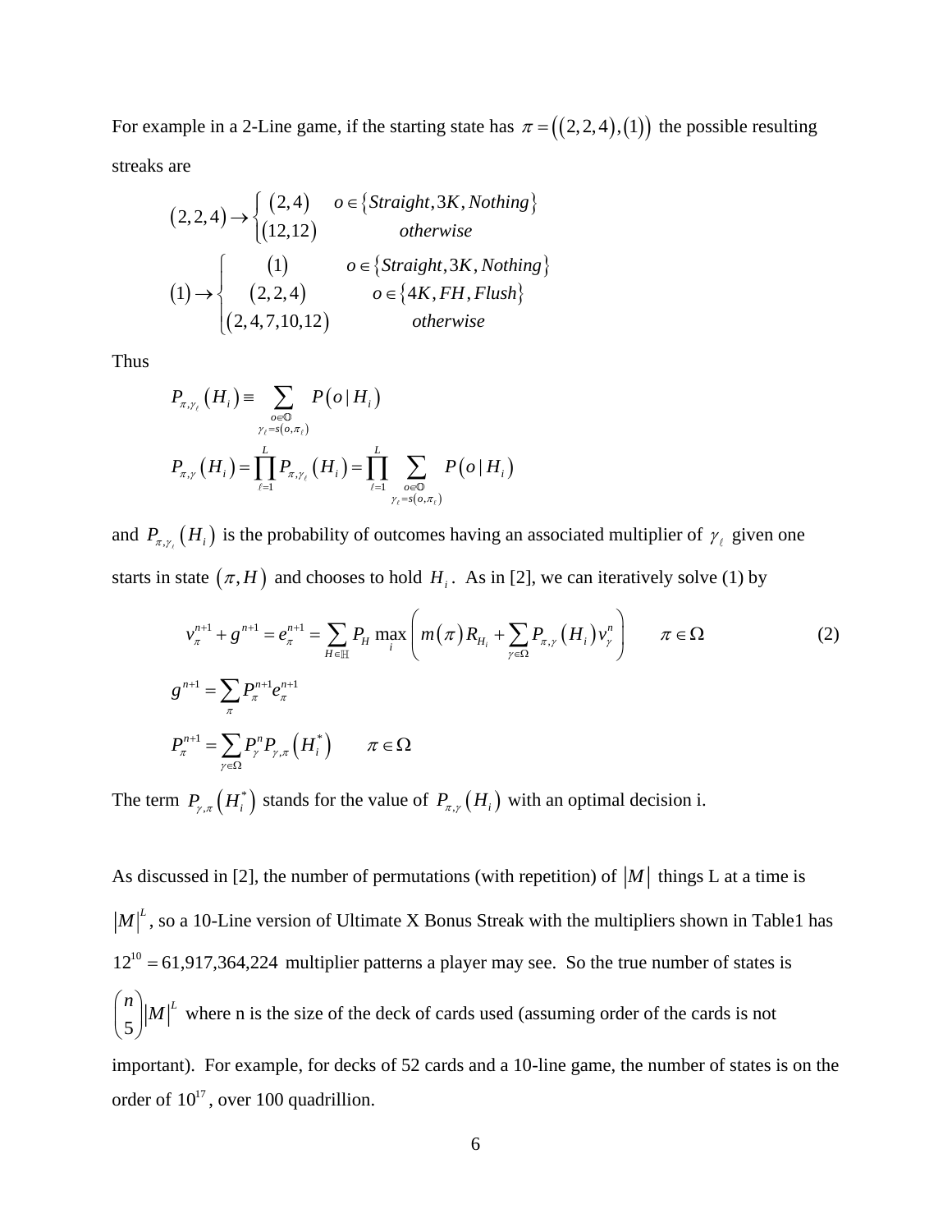For example in a 2-Line game, if the starting state has $\pi = \left( (2,2,4),(1) \right)$ the possible resulting streaks are

$$(2,2,4) \to \begin{cases} (2,4) & o \in \{Straight, 3K, Nothing\} \\ (12,12) & otherwise \end{cases}$$

$$(1) \to \begin{cases} (1) & o \in \{Straight, 3K, Nothing\} \\ (2,2,4) & o \in \{4K, FH, Flush\} \\ (2,4,7,10,12) & otherwise \end{cases}$$

Thus

$$P_{\pi,\gamma_\ell}(H_i) \equiv \sum_{\substack{o \in \mathbb{O} \\ \gamma_\ell = s(o,\pi_\ell)}} P(o \mid H_i)$$

$$P_{\pi,\gamma}(H_i) = \prod_{\ell=1}^{L} P_{\pi,\gamma_\ell}(H_i) = \prod_{\ell=1}^{L} \sum_{\substack{o \in \mathbb{O} \\ \gamma_\ell = s(o,\pi_\ell)}} P(o \mid H_i)$$

and $P_{\pi,\gamma_\ell}(H_i)$ is the probability of outcomes having an associated multiplier of $\gamma_\ell$ given one starts in state $(\pi, H)$ and chooses to hold $H_i$. As in [2], we can iteratively solve (1) by

$$v_\pi^{n+1} + g^{n+1} = e_\pi^{n+1} = \sum_{H \in \mathbb{H}} P_H \max_i \left( m(\pi) R_{H_i} + \sum_{\gamma \in \Omega} P_{\pi,\gamma}(H_i) v_\gamma^n \right) \qquad \pi \in \Omega \tag{2}$$

$$g^{n+1} = \sum_{\pi} P_\pi^{n+1} e_\pi^{n+1}$$

$$P_\pi^{n+1} = \sum_{\gamma \in \Omega} P_\gamma^n P_{\gamma,\pi}(H_i^*) \qquad \pi \in \Omega$$

The term $P_{\gamma,\pi}(H_i^*)$ stands for the value of $P_{\pi,\gamma}(H_i)$ with an optimal decision i.

As discussed in [2], the number of permutations (with repetition) of $|M|$ things L at a time is $|M|^L$, so a 10-Line version of Ultimate X Bonus Streak with the multipliers shown in Table1 has $12^{10} = 61{,}917{,}364{,}224$ multiplier patterns a player may see. So the true number of states is $\binom{n}{5}|M|^L$ where n is the size of the deck of cards used (assuming order of the cards is not important). For example, for decks of 52 cards and a 10-line game, the number of states is on the order of $10^{17}$, over 100 quadrillion.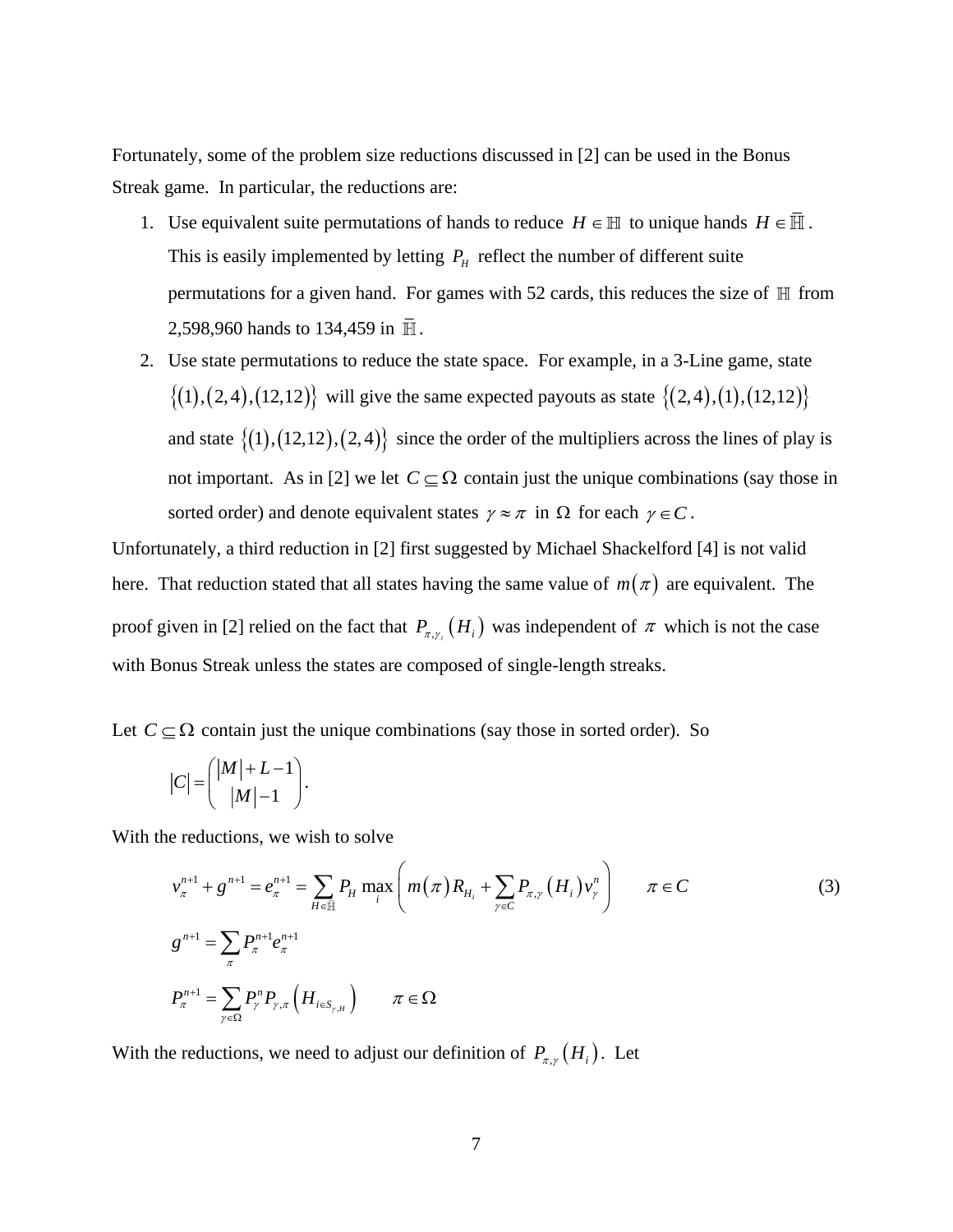Fortunately, some of the problem size reductions discussed in [2] can be used in the Bonus Streak game. In particular, the reductions are:

1. Use equivalent suite permutations of hands to reduce $H \in \mathbb{H}$ to unique hands $H \in \bar{\bar{\mathbb{H}}}$. This is easily implemented by letting $P_H$ reflect the number of different suite permutations for a given hand. For games with 52 cards, this reduces the size of $\mathbb{H}$ from 2,598,960 hands to 134,459 in $\bar{\bar{\mathbb{H}}}$.
2. Use state permutations to reduce the state space. For example, in a 3-Line game, state $\{(1),(2,4),(12,12)\}$ will give the same expected payouts as state $\{(2,4),(1),(12,12)\}$ and state $\{(1),(12,12),(2,4)\}$ since the order of the multipliers across the lines of play is not important. As in [2] we let $C \subseteq \Omega$ contain just the unique combinations (say those in sorted order) and denote equivalent states $\gamma \approx \pi$ in $\Omega$ for each $\gamma \in C$.

Unfortunately, a third reduction in [2] first suggested by Michael Shackelford [4] is not valid here. That reduction stated that all states having the same value of $m(\pi)$ are equivalent. The proof given in [2] relied on the fact that $P_{\pi,\gamma_i}(H_i)$ was independent of $\pi$ which is not the case with Bonus Streak unless the states are composed of single-length streaks.

Let $C \subseteq \Omega$ contain just the unique combinations (say those in sorted order). So

$$|C| = \binom{|M|+L-1}{|M|-1}.$$

With the reductions, we wish to solve

$$v_\pi^{n+1} + g^{n+1} = e_\pi^{n+1} = \sum_{H \in \bar{\bar{\mathbb{H}}}} P_H \max_i \left( m(\pi) R_{H_i} + \sum_{\gamma \in C} P_{\pi,\gamma}(H_i) v_\gamma^n \right) \qquad \pi \in C \tag{3}$$

$$g^{n+1} = \sum_\pi P_\pi^{n+1} e_\pi^{n+1}$$

$$P_\pi^{n+1} = \sum_{\gamma \in \Omega} P_\gamma^n P_{\gamma,\pi}\left(H_{i \in S_{\gamma,H}}\right) \qquad \pi \in \Omega$$

With the reductions, we need to adjust our definition of $P_{\pi,\gamma}(H_i)$. Let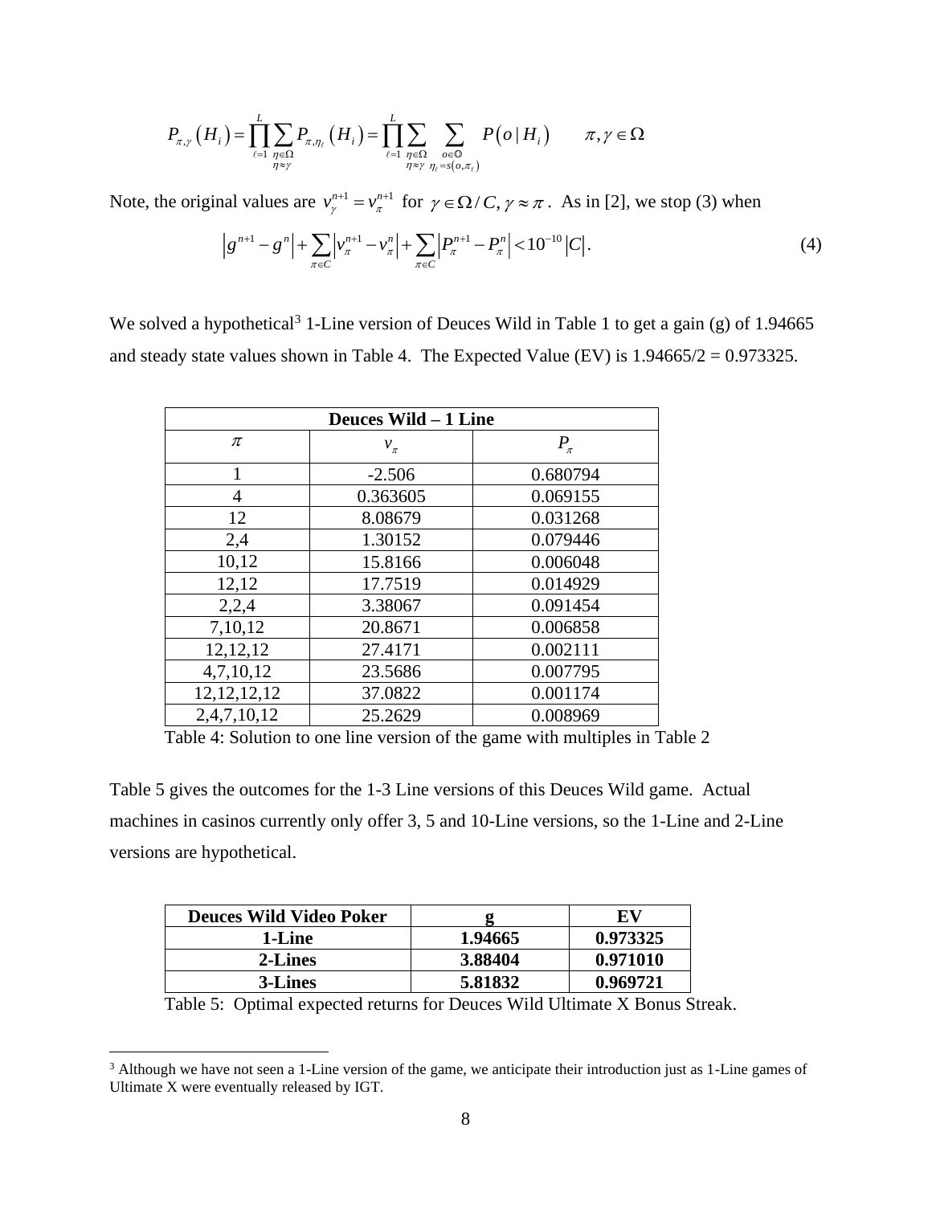$$P_{\pi,\gamma}\left(H_i\right)=\prod_{\ell=1}^{L}\sum_{\substack{\eta\in\Omega\\ \eta\approx\gamma}}P_{\pi,\eta_\ell}\left(H_i\right)=\prod_{\ell=1}^{L}\sum_{\substack{\eta\in\Omega\\ \eta\approx\gamma}}\sum_{\substack{o\in\mathbb{O}\\ \eta_\ell=s\left(o,\pi_\ell\right)}}P\left(o\mid H_i\right)\qquad \pi,\gamma\in\Omega$$

Note, the original values are $v_{\gamma}^{n+1}=v_{\pi}^{n+1}$ for $\gamma\in\Omega/C,\gamma\approx\pi$. As in [2], we stop (3) when

$$\left|g^{n+1}-g^{n}\right|+\sum_{\pi\in C}\left|v_{\pi}^{n+1}-v_{\pi}^{n}\right|+\sum_{\pi\in C}\left|P_{\pi}^{n+1}-P_{\pi}^{n}\right|<10^{-10}\left|C\right|. \tag{4}$$

We solved a hypothetical[3] 1-Line version of Deuces Wild in Table 1 to get a gain (g) of 1.94665 and steady state values shown in Table 4. The Expected Value (EV) is 1.94665/2 = 0.973325.

| **Deuces Wild – 1 Line** | | |
|---|---|---|
| $\pi$ | $v_\pi$ | $P_\pi$ |
| 1 | -2.506 | 0.680794 |
| 4 | 0.363605 | 0.069155 |
| 12 | 8.08679 | 0.031268 |
| 2,4 | 1.30152 | 0.079446 |
| 10,12 | 15.8166 | 0.006048 |
| 12,12 | 17.7519 | 0.014929 |
| 2,2,4 | 3.38067 | 0.091454 |
| 7,10,12 | 20.8671 | 0.006858 |
| 12,12,12 | 27.4171 | 0.002111 |
| 4,7,10,12 | 23.5686 | 0.007795 |
| 12,12,12,12 | 37.0822 | 0.001174 |
| 2,4,7,10,12 | 25.2629 | 0.008969 |

Table 4: Solution to one line version of the game with multiples in Table 2

Table 5 gives the outcomes for the 1-3 Line versions of this Deuces Wild game. Actual machines in casinos currently only offer 3, 5 and 10-Line versions, so the 1-Line and 2-Line versions are hypothetical.

| **Deuces Wild Video Poker** | **g** | **EV** |
|---|---|---|
| **1-Line** | **1.94665** | **0.973325** |
| **2-Lines** | **3.88404** | **0.971010** |
| **3-Lines** | **5.81832** | **0.969721** |

Table 5: Optimal expected returns for Deuces Wild Ultimate X Bonus Streak.

[3] Although we have not seen a 1-Line version of the game, we anticipate their introduction just as 1-Line games of Ultimate X were eventually released by IGT.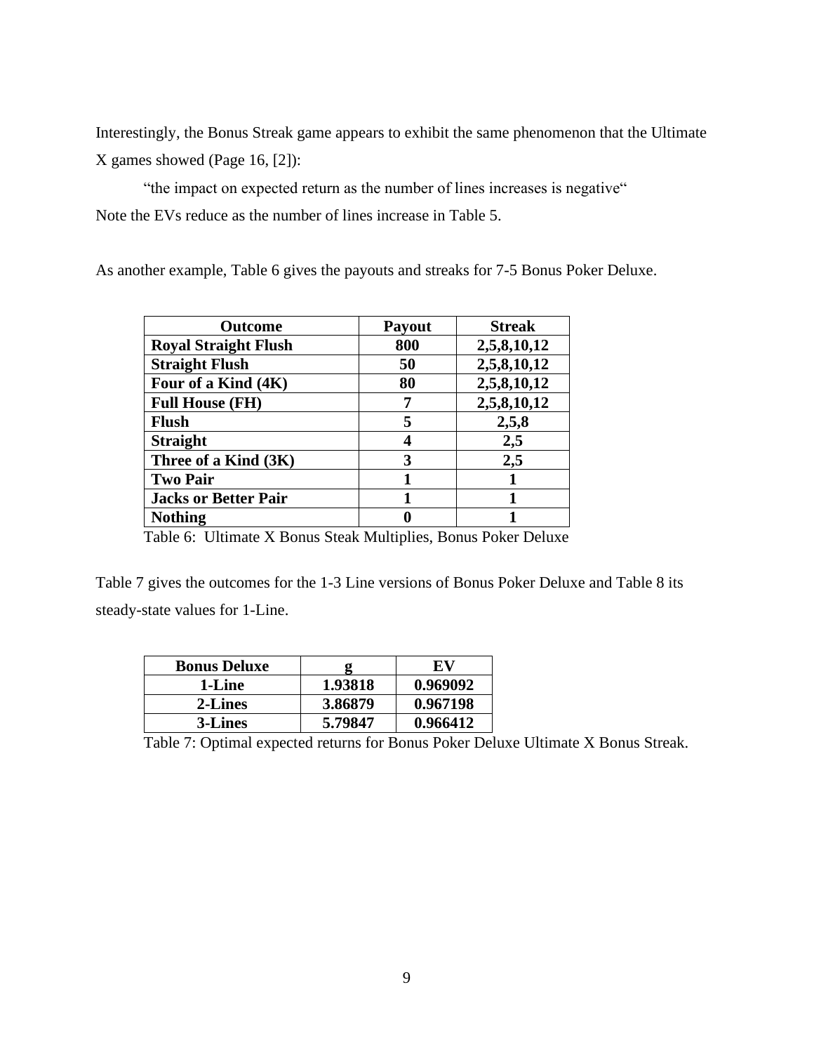Interestingly, the Bonus Streak game appears to exhibit the same phenomenon that the Ultimate X games showed (Page 16, [2]):

"the impact on expected return as the number of lines increases is negative"

Note the EVs reduce as the number of lines increase in Table 5.

As another example, Table 6 gives the payouts and streaks for 7-5 Bonus Poker Deluxe.

| **Outcome** | **Payout** | **Streak** |
|---|---|---|
| **Royal Straight Flush** | **800** | **2,5,8,10,12** |
| **Straight Flush** | **50** | **2,5,8,10,12** |
| **Four of a Kind (4K)** | **80** | **2,5,8,10,12** |
| **Full House (FH)** | **7** | **2,5,8,10,12** |
| **Flush** | **5** | **2,5,8** |
| **Straight** | **4** | **2,5** |
| **Three of a Kind (3K)** | **3** | **2,5** |
| **Two Pair** | **1** | **1** |
| **Jacks or Better Pair** | **1** | **1** |
| **Nothing** | **0** | **1** |

Table 6: Ultimate X Bonus Steak Multiplies, Bonus Poker Deluxe

Table 7 gives the outcomes for the 1-3 Line versions of Bonus Poker Deluxe and Table 8 its steady-state values for 1-Line.

| **Bonus Deluxe** | **g** | **EV** |
|---|---|---|
| **1-Line** | **1.93818** | **0.969092** |
| **2-Lines** | **3.86879** | **0.967198** |
| **3-Lines** | **5.79847** | **0.966412** |

Table 7: Optimal expected returns for Bonus Poker Deluxe Ultimate X Bonus Streak.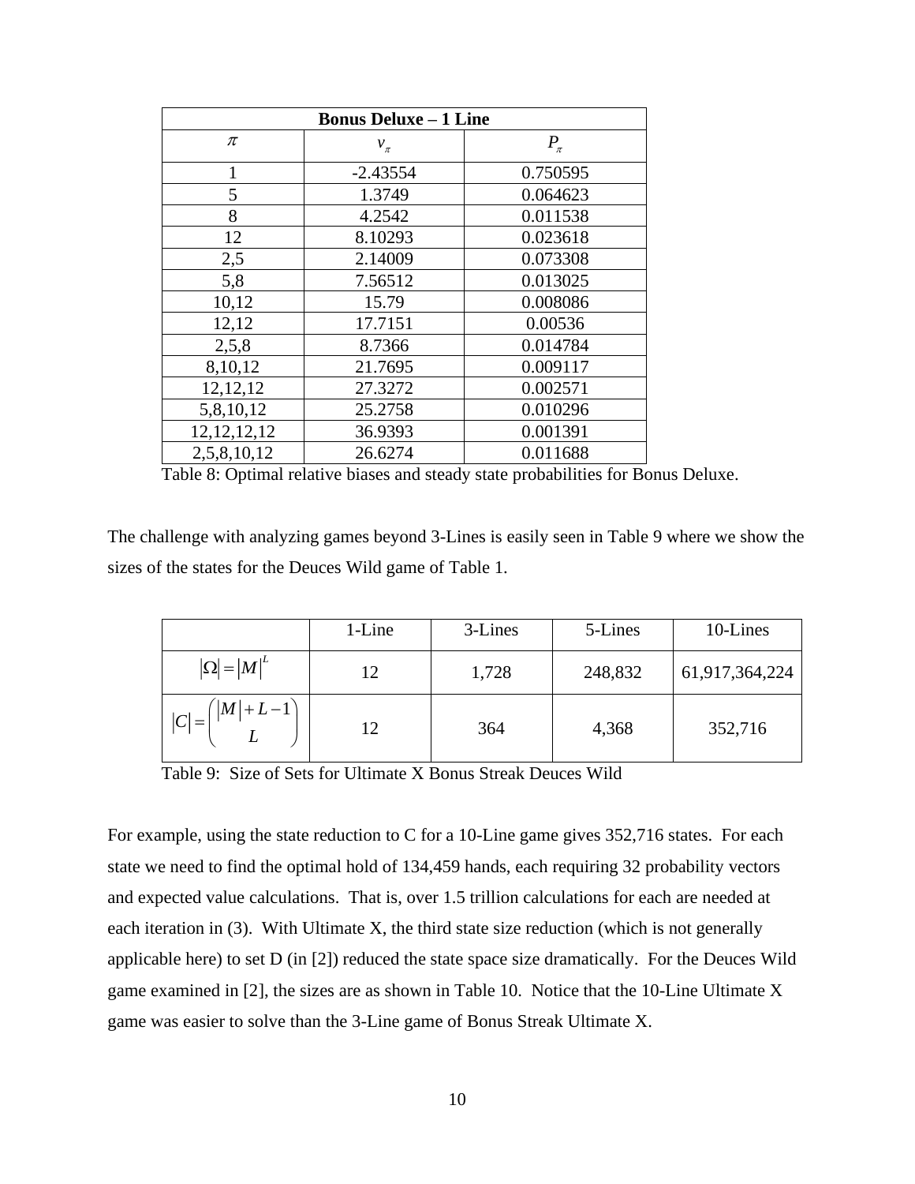| Bonus Deluxe – 1 Line | | |
|---|---|---|
| $\pi$ | $v_\pi$ | $P_\pi$ |
| 1 | -2.43554 | 0.750595 |
| 5 | 1.3749 | 0.064623 |
| 8 | 4.2542 | 0.011538 |
| 12 | 8.10293 | 0.023618 |
| 2,5 | 2.14009 | 0.073308 |
| 5,8 | 7.56512 | 0.013025 |
| 10,12 | 15.79 | 0.008086 |
| 12,12 | 17.7151 | 0.00536 |
| 2,5,8 | 8.7366 | 0.014784 |
| 8,10,12 | 21.7695 | 0.009117 |
| 12,12,12 | 27.3272 | 0.002571 |
| 5,8,10,12 | 25.2758 | 0.010296 |
| 12,12,12,12 | 36.9393 | 0.001391 |
| 2,5,8,10,12 | 26.6274 | 0.011688 |

Table 8: Optimal relative biases and steady state probabilities for Bonus Deluxe.

The challenge with analyzing games beyond 3-Lines is easily seen in Table 9 where we show the sizes of the states for the Deuces Wild game of Table 1.

| | 1-Line | 3-Lines | 5-Lines | 10-Lines |
|---|---|---|---|---|
| $\lvert\Omega\rvert = \lvert M\rvert^L$ | 12 | 1,728 | 248,832 | 61,917,364,224 |
| $\lvert C\rvert = \binom{\lvert M\rvert + L - 1}{L}$ | 12 | 364 | 4,368 | 352,716 |

Table 9: Size of Sets for Ultimate X Bonus Streak Deuces Wild

For example, using the state reduction to C for a 10-Line game gives 352,716 states. For each state we need to find the optimal hold of 134,459 hands, each requiring 32 probability vectors and expected value calculations. That is, over 1.5 trillion calculations for each are needed at each iteration in (3). With Ultimate X, the third state size reduction (which is not generally applicable here) to set D (in [2]) reduced the state space size dramatically. For the Deuces Wild game examined in [2], the sizes are as shown in Table 10. Notice that the 10-Line Ultimate X game was easier to solve than the 3-Line game of Bonus Streak Ultimate X.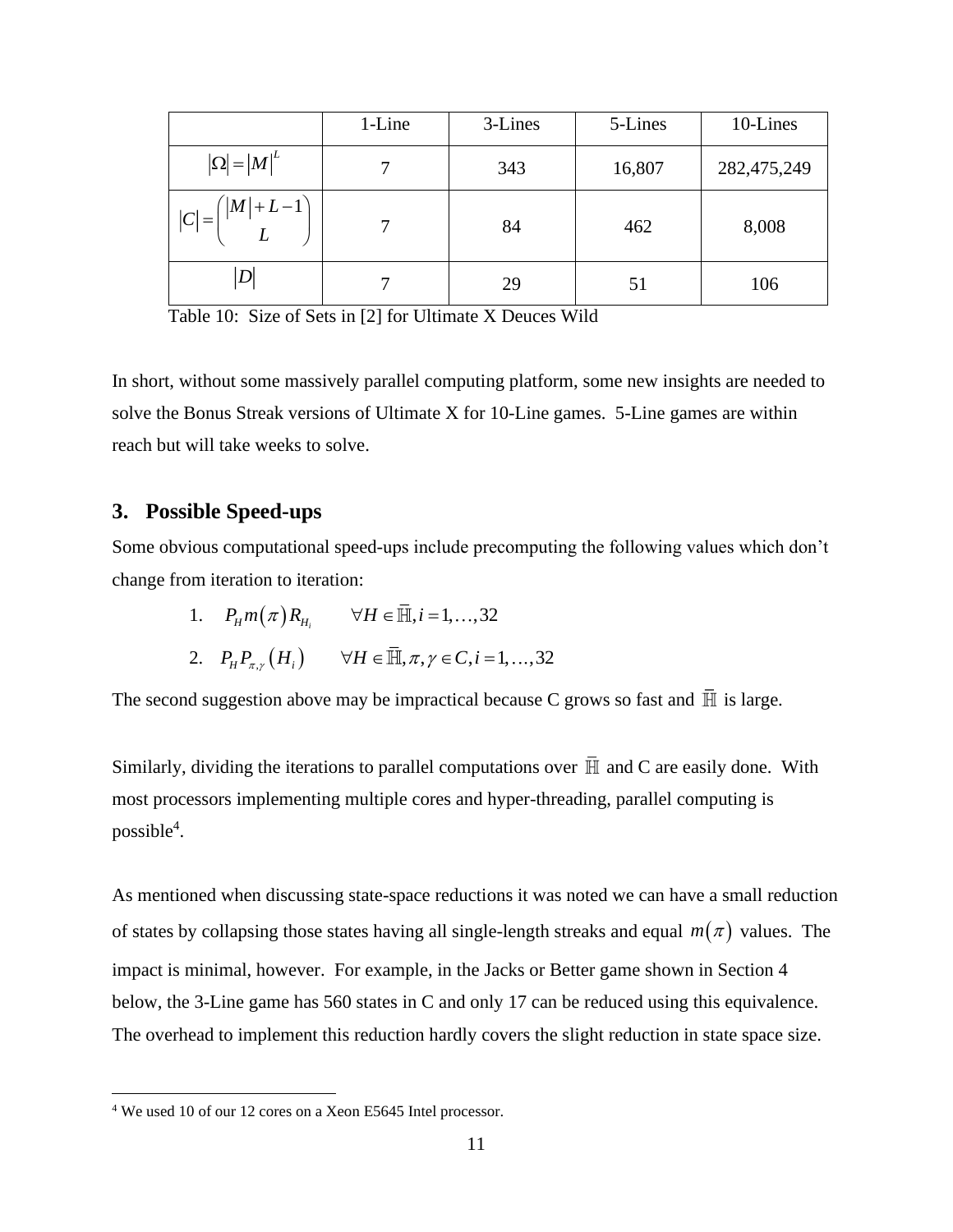|  | 1-Line | 3-Lines | 5-Lines | 10-Lines |
|---|---|---|---|---|
| $\lvert\Omega\rvert = \lvert M\rvert^L$ | 7 | 343 | 16,807 | 282,475,249 |
| $\lvert C\rvert = \binom{\lvert M\rvert + L - 1}{L}$ | 7 | 84 | 462 | 8,008 |
| $\lvert D\rvert$ | 7 | 29 | 51 | 106 |

Table 10: Size of Sets in [2] for Ultimate X Deuces Wild

In short, without some massively parallel computing platform, some new insights are needed to solve the Bonus Streak versions of Ultimate X for 10-Line games. 5-Line games are within reach but will take weeks to solve.

## 3. Possible Speed-ups

Some obvious computational speed-ups include precomputing the following values which don't change from iteration to iteration:

1. $P_H m(\pi) R_{H_i} \qquad \forall H \in \bar{\mathbb{H}}, i = 1, \ldots, 32$
2. $P_H P_{\pi,\gamma}(H_i) \qquad \forall H \in \bar{\mathbb{H}}, \pi, \gamma \in C, i = 1, \ldots, 32$

The second suggestion above may be impractical because C grows so fast and $\bar{\mathbb{H}}$ is large.

Similarly, dividing the iterations to parallel computations over $\bar{\mathbb{H}}$ and C are easily done. With most processors implementing multiple cores and hyper-threading, parallel computing is possible[4].

As mentioned when discussing state-space reductions it was noted we can have a small reduction of states by collapsing those states having all single-length streaks and equal $m(\pi)$ values. The impact is minimal, however. For example, in the Jacks or Better game shown in Section 4 below, the 3-Line game has 560 states in C and only 17 can be reduced using this equivalence. The overhead to implement this reduction hardly covers the slight reduction in state space size.

[4] We used 10 of our 12 cores on a Xeon E5645 Intel processor.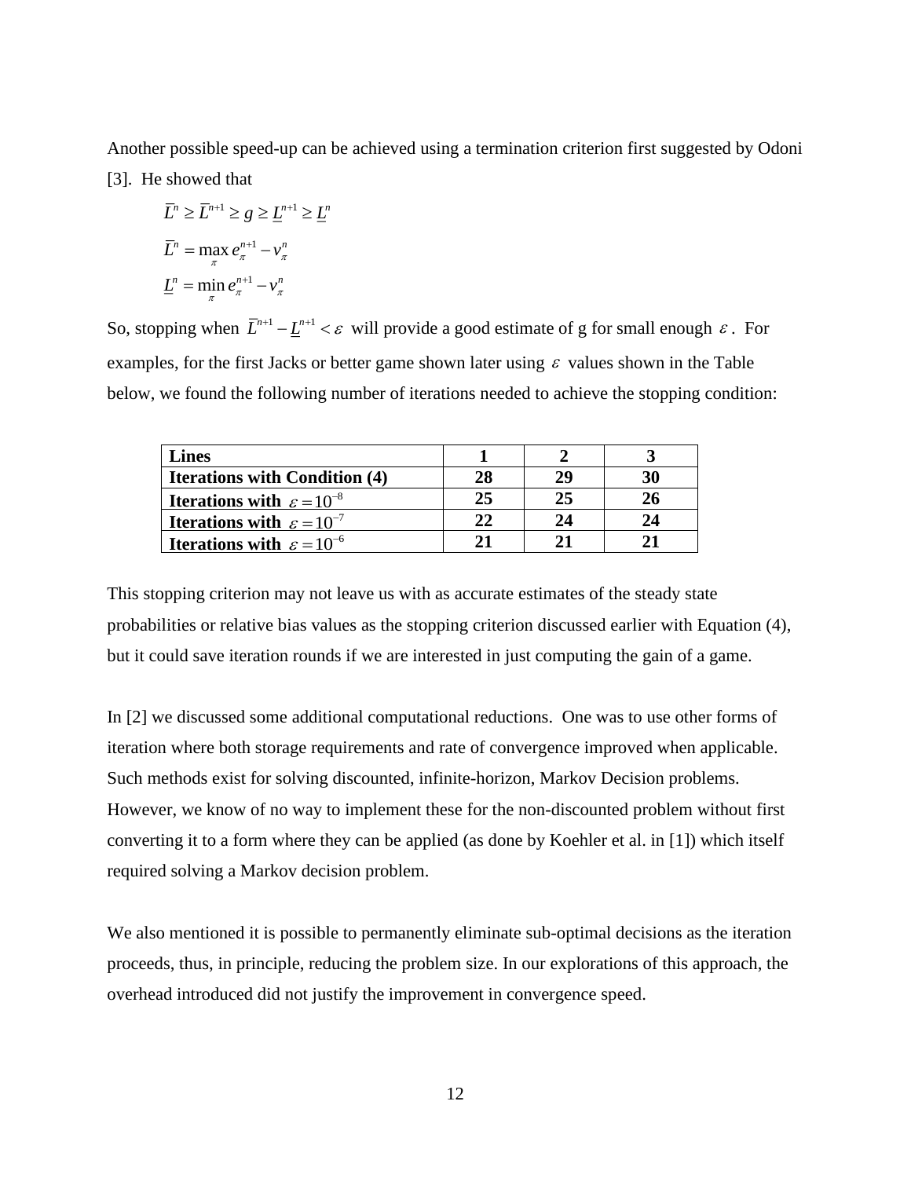Another possible speed-up can be achieved using a termination criterion first suggested by Odoni [3]. He showed that

$$\overline{L}^{n} \geq \overline{L}^{n+1} \geq g \geq \underline{L}^{n+1} \geq \underline{L}^{n}$$

$$\overline{L}^{n} = \max_{\pi} e_{\pi}^{n+1} - v_{\pi}^{n}$$

$$\underline{L}^{n} = \min_{\pi} e_{\pi}^{n+1} - v_{\pi}^{n}$$

So, stopping when $\overline{L}^{n+1} - \underline{L}^{n+1} < \varepsilon$ will provide a good estimate of g for small enough $\varepsilon$. For examples, for the first Jacks or better game shown later using $\varepsilon$ values shown in the Table below, we found the following number of iterations needed to achieve the stopping condition:

| **Lines** | **1** | **2** | **3** |
|---|---|---|---|
| **Iterations with Condition (4)** | **28** | **29** | **30** |
| **Iterations with $\varepsilon = 10^{-8}$** | **25** | **25** | **26** |
| **Iterations with $\varepsilon = 10^{-7}$** | **22** | **24** | **24** |
| **Iterations with $\varepsilon = 10^{-6}$** | **21** | **21** | **21** |

This stopping criterion may not leave us with as accurate estimates of the steady state probabilities or relative bias values as the stopping criterion discussed earlier with Equation (4), but it could save iteration rounds if we are interested in just computing the gain of a game.

In [2] we discussed some additional computational reductions. One was to use other forms of iteration where both storage requirements and rate of convergence improved when applicable. Such methods exist for solving discounted, infinite-horizon, Markov Decision problems. However, we know of no way to implement these for the non-discounted problem without first converting it to a form where they can be applied (as done by Koehler et al. in [1]) which itself required solving a Markov decision problem.

We also mentioned it is possible to permanently eliminate sub-optimal decisions as the iteration proceeds, thus, in principle, reducing the problem size. In our explorations of this approach, the overhead introduced did not justify the improvement in convergence speed.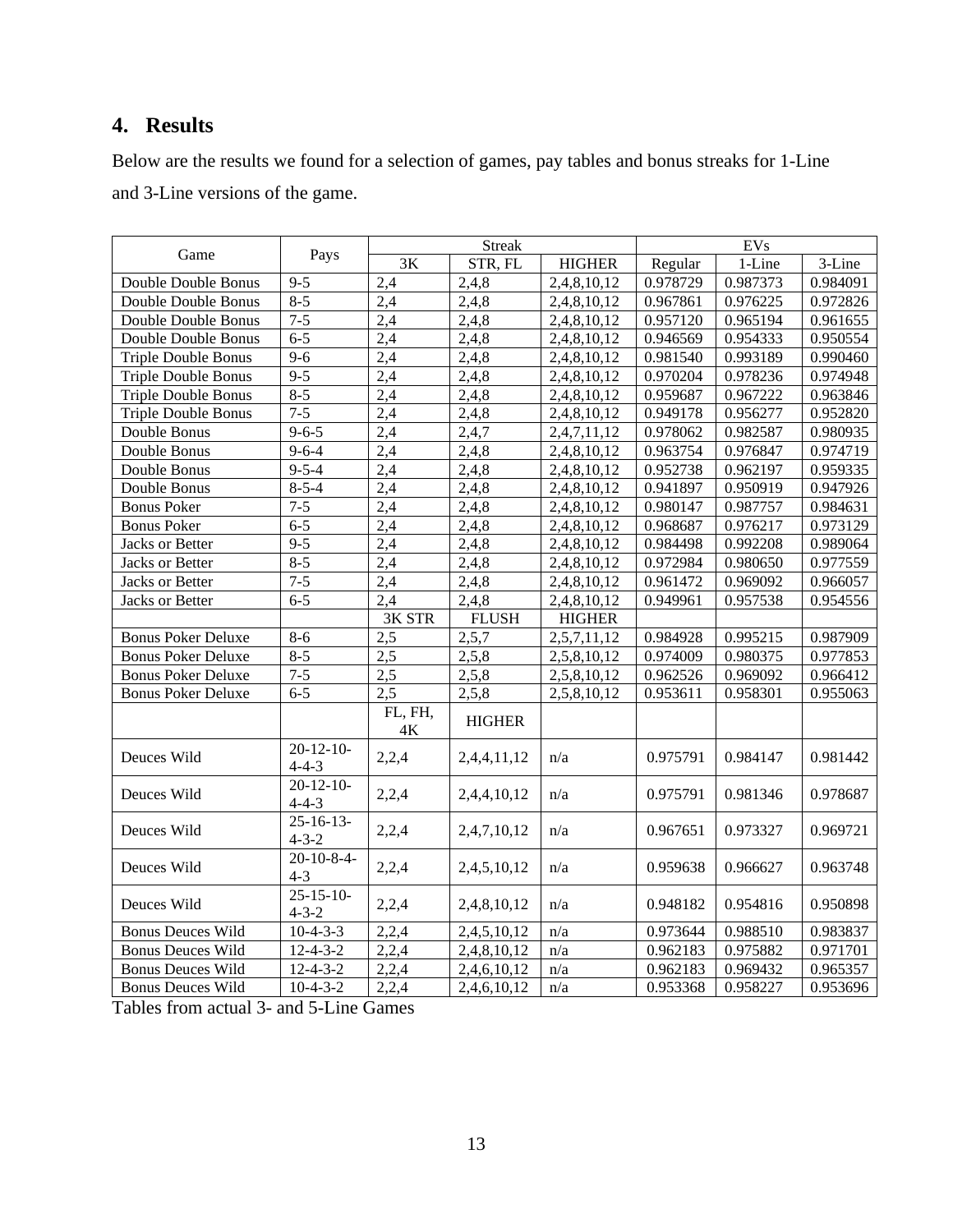## 4. Results

Below are the results we found for a selection of games, pay tables and bonus streaks for 1-Line and 3-Line versions of the game.

| Game | Pays | Streak | | | EVs | | |
|---|---|---|---|---|---|---|---|
| | | 3K | STR, FL | HIGHER | Regular | 1-Line | 3-Line |
| Double Double Bonus | 9-5 | 2,4 | 2,4,8 | 2,4,8,10,12 | 0.978729 | 0.987373 | 0.984091 |
| Double Double Bonus | 8-5 | 2,4 | 2,4,8 | 2,4,8,10,12 | 0.967861 | 0.976225 | 0.972826 |
| Double Double Bonus | 7-5 | 2,4 | 2,4,8 | 2,4,8,10,12 | 0.957120 | 0.965194 | 0.961655 |
| Double Double Bonus | 6-5 | 2,4 | 2,4,8 | 2,4,8,10,12 | 0.946569 | 0.954333 | 0.950554 |
| Triple Double Bonus | 9-6 | 2,4 | 2,4,8 | 2,4,8,10,12 | 0.981540 | 0.993189 | 0.990460 |
| Triple Double Bonus | 9-5 | 2,4 | 2,4,8 | 2,4,8,10,12 | 0.970204 | 0.978236 | 0.974948 |
| Triple Double Bonus | 8-5 | 2,4 | 2,4,8 | 2,4,8,10,12 | 0.959687 | 0.967222 | 0.963846 |
| Triple Double Bonus | 7-5 | 2,4 | 2,4,8 | 2,4,8,10,12 | 0.949178 | 0.956277 | 0.952820 |
| Double Bonus | 9-6-5 | 2,4 | 2,4,7 | 2,4,7,11,12 | 0.978062 | 0.982587 | 0.980935 |
| Double Bonus | 9-6-4 | 2,4 | 2,4,8 | 2,4,8,10,12 | 0.963754 | 0.976847 | 0.974719 |
| Double Bonus | 9-5-4 | 2,4 | 2,4,8 | 2,4,8,10,12 | 0.952738 | 0.962197 | 0.959335 |
| Double Bonus | 8-5-4 | 2,4 | 2,4,8 | 2,4,8,10,12 | 0.941897 | 0.950919 | 0.947926 |
| Bonus Poker | 7-5 | 2,4 | 2,4,8 | 2,4,8,10,12 | 0.980147 | 0.987757 | 0.984631 |
| Bonus Poker | 6-5 | 2,4 | 2,4,8 | 2,4,8,10,12 | 0.968687 | 0.976217 | 0.973129 |
| Jacks or Better | 9-5 | 2,4 | 2,4,8 | 2,4,8,10,12 | 0.984498 | 0.992208 | 0.989064 |
| Jacks or Better | 8-5 | 2,4 | 2,4,8 | 2,4,8,10,12 | 0.972984 | 0.980650 | 0.977559 |
| Jacks or Better | 7-5 | 2,4 | 2,4,8 | 2,4,8,10,12 | 0.961472 | 0.969092 | 0.966057 |
| Jacks or Better | 6-5 | 2,4 | 2,4,8 | 2,4,8,10,12 | 0.949961 | 0.957538 | 0.954556 |
| | | 3K STR | FLUSH | HIGHER | | | |
| Bonus Poker Deluxe | 8-6 | 2,5 | 2,5,7 | 2,5,7,11,12 | 0.984928 | 0.995215 | 0.987909 |
| Bonus Poker Deluxe | 8-5 | 2,5 | 2,5,8 | 2,5,8,10,12 | 0.974009 | 0.980375 | 0.977853 |
| Bonus Poker Deluxe | 7-5 | 2,5 | 2,5,8 | 2,5,8,10,12 | 0.962526 | 0.969092 | 0.966412 |
| Bonus Poker Deluxe | 6-5 | 2,5 | 2,5,8 | 2,5,8,10,12 | 0.953611 | 0.958301 | 0.955063 |
| | | FL, FH, 4K | HIGHER | | | | |
| Deuces Wild | 20-12-10-4-4-3 | 2,2,4 | 2,4,4,11,12 | n/a | 0.975791 | 0.984147 | 0.981442 |
| Deuces Wild | 20-12-10-4-4-3 | 2,2,4 | 2,4,4,10,12 | n/a | 0.975791 | 0.981346 | 0.978687 |
| Deuces Wild | 25-16-13-4-3-2 | 2,2,4 | 2,4,7,10,12 | n/a | 0.967651 | 0.973327 | 0.969721 |
| Deuces Wild | 20-10-8-4-4-3 | 2,2,4 | 2,4,5,10,12 | n/a | 0.959638 | 0.966627 | 0.963748 |
| Deuces Wild | 25-15-10-4-3-2 | 2,2,4 | 2,4,8,10,12 | n/a | 0.948182 | 0.954816 | 0.950898 |
| Bonus Deuces Wild | 10-4-3-3 | 2,2,4 | 2,4,5,10,12 | n/a | 0.973644 | 0.988510 | 0.983837 |
| Bonus Deuces Wild | 12-4-3-2 | 2,2,4 | 2,4,8,10,12 | n/a | 0.962183 | 0.975882 | 0.971701 |
| Bonus Deuces Wild | 12-4-3-2 | 2,2,4 | 2,4,6,10,12 | n/a | 0.962183 | 0.969432 | 0.965357 |
| Bonus Deuces Wild | 10-4-3-2 | 2,2,4 | 2,4,6,10,12 | n/a | 0.953368 | 0.958227 | 0.953696 |

Tables from actual 3- and 5-Line Games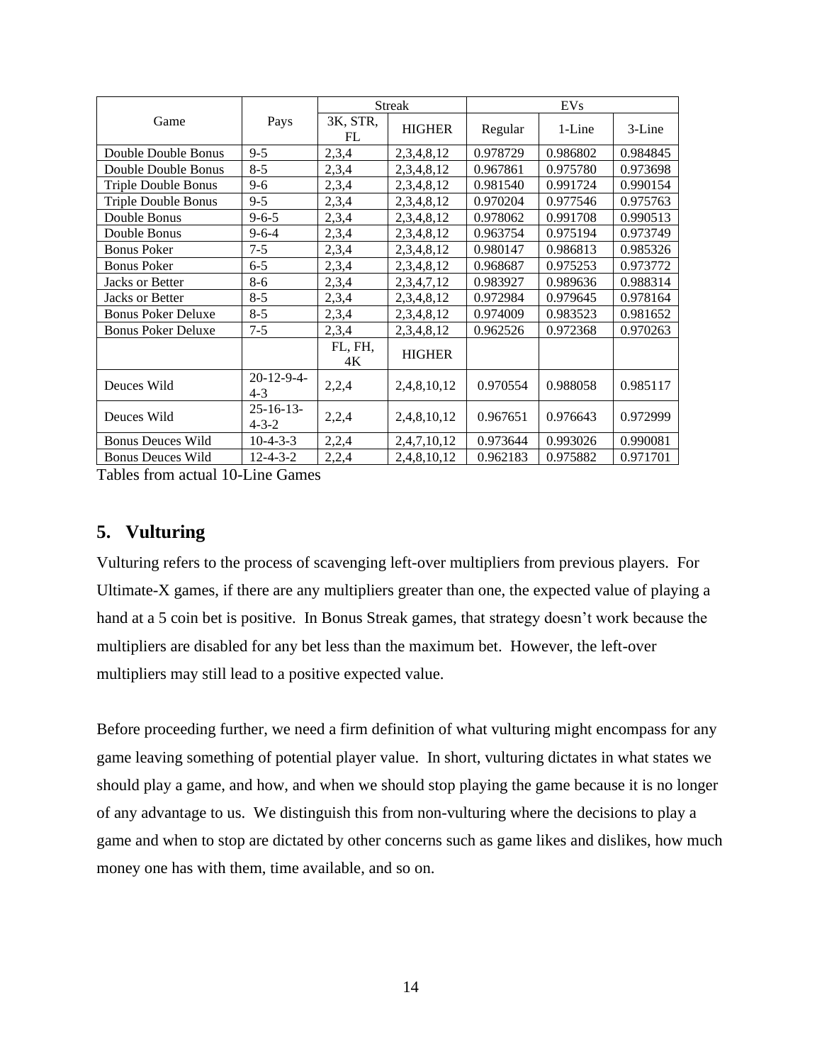| Game | Pays | Streak | | EVs | | |
|---|---|---|---|---|---|---|
| | | 3K, STR, FL | HIGHER | Regular | 1-Line | 3-Line |
| Double Double Bonus | 9-5 | 2,3,4 | 2,3,4,8,12 | 0.978729 | 0.986802 | 0.984845 |
| Double Double Bonus | 8-5 | 2,3,4 | 2,3,4,8,12 | 0.967861 | 0.975780 | 0.973698 |
| Triple Double Bonus | 9-6 | 2,3,4 | 2,3,4,8,12 | 0.981540 | 0.991724 | 0.990154 |
| Triple Double Bonus | 9-5 | 2,3,4 | 2,3,4,8,12 | 0.970204 | 0.977546 | 0.975763 |
| Double Bonus | 9-6-5 | 2,3,4 | 2,3,4,8,12 | 0.978062 | 0.991708 | 0.990513 |
| Double Bonus | 9-6-4 | 2,3,4 | 2,3,4,8,12 | 0.963754 | 0.975194 | 0.973749 |
| Bonus Poker | 7-5 | 2,3,4 | 2,3,4,8,12 | 0.980147 | 0.986813 | 0.985326 |
| Bonus Poker | 6-5 | 2,3,4 | 2,3,4,8,12 | 0.968687 | 0.975253 | 0.973772 |
| Jacks or Better | 8-6 | 2,3,4 | 2,3,4,7,12 | 0.983927 | 0.989636 | 0.988314 |
| Jacks or Better | 8-5 | 2,3,4 | 2,3,4,8,12 | 0.972984 | 0.979645 | 0.978164 |
| Bonus Poker Deluxe | 8-5 | 2,3,4 | 2,3,4,8,12 | 0.974009 | 0.983523 | 0.981652 |
| Bonus Poker Deluxe | 7-5 | 2,3,4 | 2,3,4,8,12 | 0.962526 | 0.972368 | 0.970263 |
| | | FL, FH, 4K | HIGHER | | | |
| Deuces Wild | 20-12-9-4-4-3 | 2,2,4 | 2,4,8,10,12 | 0.970554 | 0.988058 | 0.985117 |
| Deuces Wild | 25-16-13-4-3-2 | 2,2,4 | 2,4,8,10,12 | 0.967651 | 0.976643 | 0.972999 |
| Bonus Deuces Wild | 10-4-3-3 | 2,2,4 | 2,4,7,10,12 | 0.973644 | 0.993026 | 0.990081 |
| Bonus Deuces Wild | 12-4-3-2 | 2,2,4 | 2,4,8,10,12 | 0.962183 | 0.975882 | 0.971701 |

Tables from actual 10-Line Games

## 5. Vulturing

Vulturing refers to the process of scavenging left-over multipliers from previous players. For Ultimate-X games, if there are any multipliers greater than one, the expected value of playing a hand at a 5 coin bet is positive. In Bonus Streak games, that strategy doesn't work because the multipliers are disabled for any bet less than the maximum bet. However, the left-over multipliers may still lead to a positive expected value.

Before proceeding further, we need a firm definition of what vulturing might encompass for any game leaving something of potential player value. In short, vulturing dictates in what states we should play a game, and how, and when we should stop playing the game because it is no longer of any advantage to us. We distinguish this from non-vulturing where the decisions to play a game and when to stop are dictated by other concerns such as game likes and dislikes, how much money one has with them, time available, and so on.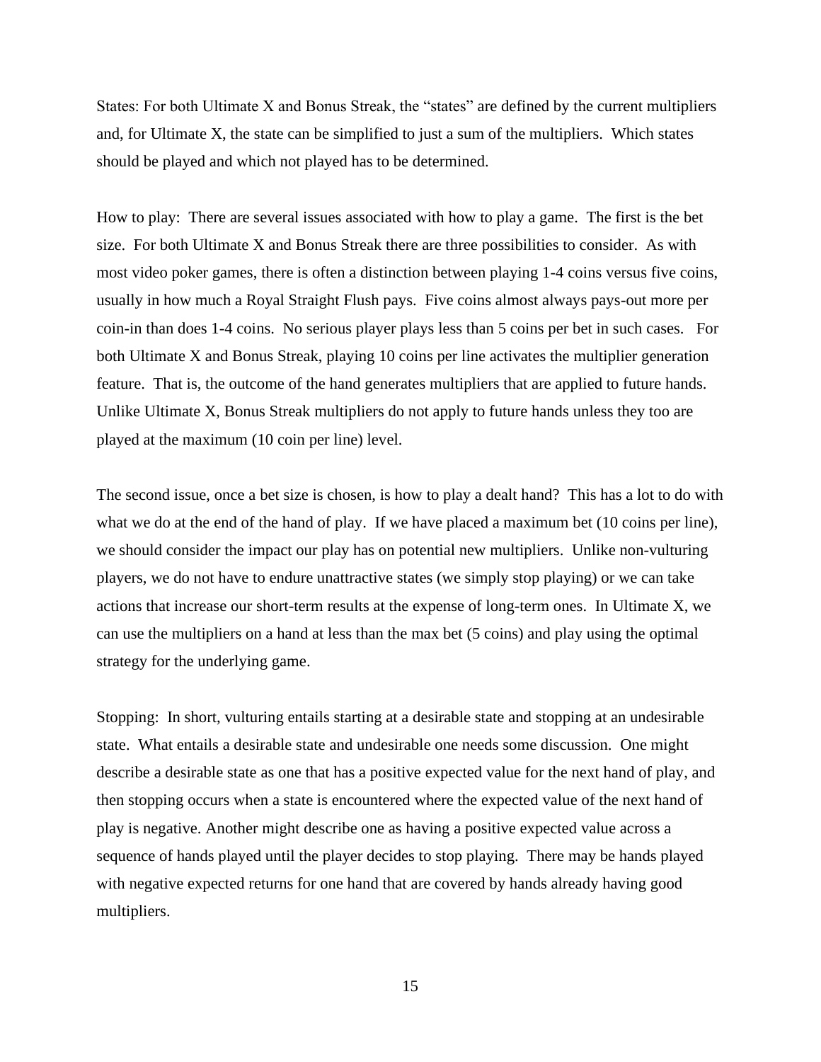States: For both Ultimate X and Bonus Streak, the "states" are defined by the current multipliers and, for Ultimate X, the state can be simplified to just a sum of the multipliers. Which states should be played and which not played has to be determined.

How to play: There are several issues associated with how to play a game. The first is the bet size. For both Ultimate X and Bonus Streak there are three possibilities to consider. As with most video poker games, there is often a distinction between playing 1-4 coins versus five coins, usually in how much a Royal Straight Flush pays. Five coins almost always pays-out more per coin-in than does 1-4 coins. No serious player plays less than 5 coins per bet in such cases. For both Ultimate X and Bonus Streak, playing 10 coins per line activates the multiplier generation feature. That is, the outcome of the hand generates multipliers that are applied to future hands. Unlike Ultimate X, Bonus Streak multipliers do not apply to future hands unless they too are played at the maximum (10 coin per line) level.

The second issue, once a bet size is chosen, is how to play a dealt hand? This has a lot to do with what we do at the end of the hand of play. If we have placed a maximum bet (10 coins per line), we should consider the impact our play has on potential new multipliers. Unlike non-vulturing players, we do not have to endure unattractive states (we simply stop playing) or we can take actions that increase our short-term results at the expense of long-term ones. In Ultimate X, we can use the multipliers on a hand at less than the max bet (5 coins) and play using the optimal strategy for the underlying game.

Stopping: In short, vulturing entails starting at a desirable state and stopping at an undesirable state. What entails a desirable state and undesirable one needs some discussion. One might describe a desirable state as one that has a positive expected value for the next hand of play, and then stopping occurs when a state is encountered where the expected value of the next hand of play is negative. Another might describe one as having a positive expected value across a sequence of hands played until the player decides to stop playing. There may be hands played with negative expected returns for one hand that are covered by hands already having good multipliers.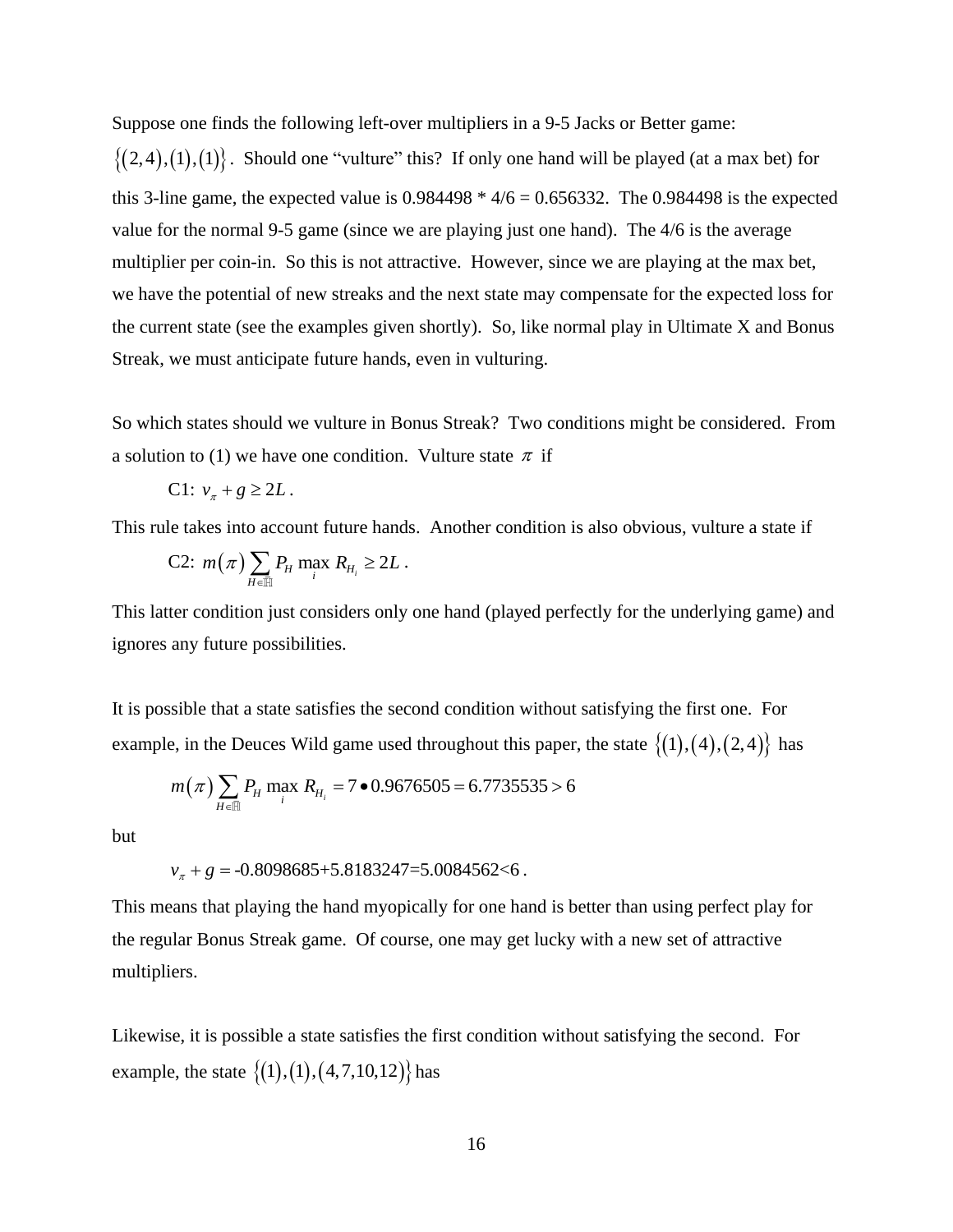Suppose one finds the following left-over multipliers in a 9-5 Jacks or Better game: $\{(2,4),(1),(1)\}$. Should one "vulture" this? If only one hand will be played (at a max bet) for this 3-line game, the expected value is 0.984498 * 4/6 = 0.656332. The 0.984498 is the expected value for the normal 9-5 game (since we are playing just one hand). The 4/6 is the average multiplier per coin-in. So this is not attractive. However, since we are playing at the max bet, we have the potential of new streaks and the next state may compensate for the expected loss for the current state (see the examples given shortly). So, like normal play in Ultimate X and Bonus Streak, we must anticipate future hands, even in vulturing.

So which states should we vulture in Bonus Streak? Two conditions might be considered. From a solution to (1) we have one condition. Vulture state $\pi$ if

C1: $v_\pi + g \geq 2L$.

This rule takes into account future hands. Another condition is also obvious, vulture a state if

C2: $m(\pi)\sum_{H\in\mathbb{H}} P_H \max_i R_{H_i} \geq 2L$.

This latter condition just considers only one hand (played perfectly for the underlying game) and ignores any future possibilities.

It is possible that a state satisfies the second condition without satisfying the first one. For example, in the Deuces Wild game used throughout this paper, the state $\{(1),(4),(2,4)\}$ has

$$m(\pi)\sum_{H\in\mathbb{H}} P_H \max_i R_{H_i} = 7 \bullet 0.9676505 = 6.7735535 > 6$$

but

$$v_\pi + g = \text{-}0.8098685 + 5.8183247 = 5.0084562 < 6.$$

This means that playing the hand myopically for one hand is better than using perfect play for the regular Bonus Streak game. Of course, one may get lucky with a new set of attractive multipliers.

Likewise, it is possible a state satisfies the first condition without satisfying the second. For example, the state $\{(1),(1),(4,7,10,12)\}$ has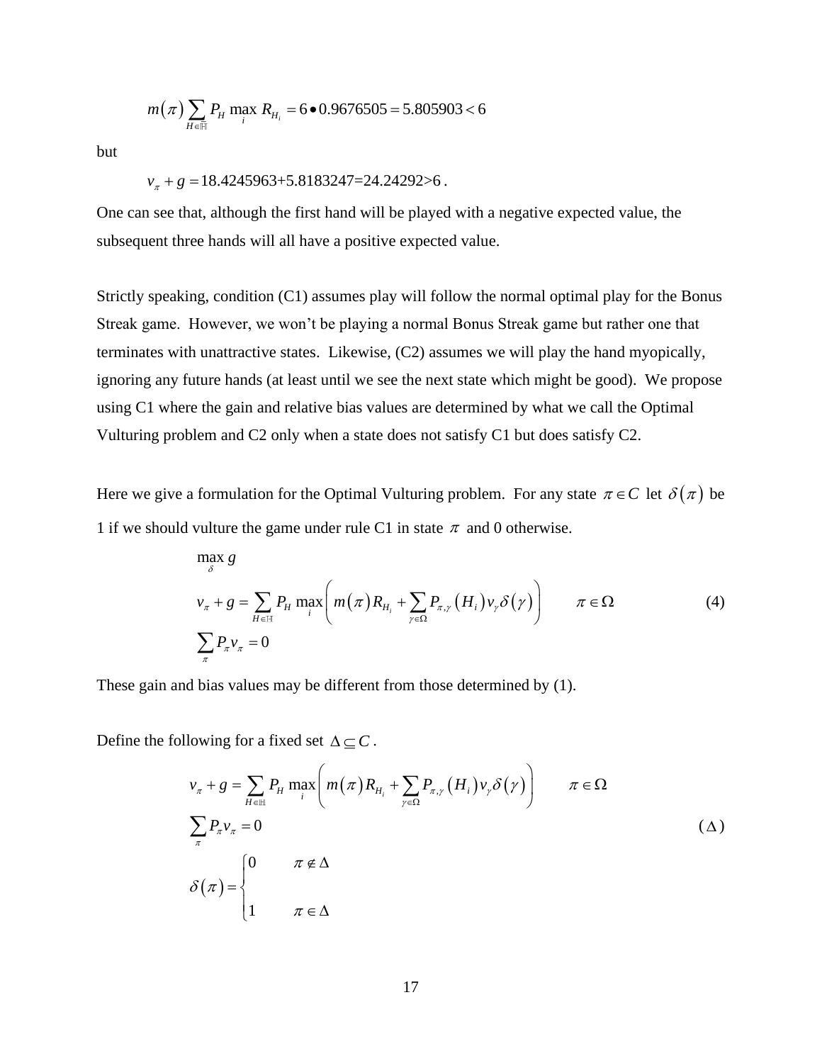$$m(\pi)\sum_{H\in\mathbb{H}} P_H \max_i R_{H_i} = 6 \bullet 0.9676505 = 5.805903 < 6$$

but

$$v_\pi + g = 18.4245963 + 5.8183247 = 24.24292 > 6\,.$$

One can see that, although the first hand will be played with a negative expected value, the subsequent three hands will all have a positive expected value.

Strictly speaking, condition (C1) assumes play will follow the normal optimal play for the Bonus Streak game. However, we won't be playing a normal Bonus Streak game but rather one that terminates with unattractive states. Likewise, (C2) assumes we will play the hand myopically, ignoring any future hands (at least until we see the next state which might be good). We propose using C1 where the gain and relative bias values are determined by what we call the Optimal Vulturing problem and C2 only when a state does not satisfy C1 but does satisfy C2.

Here we give a formulation for the Optimal Vulturing problem. For any state $\pi \in C$ let $\delta(\pi)$ be 1 if we should vulture the game under rule C1 in state $\pi$ and 0 otherwise.

$$\begin{aligned}
&\max_{\delta} g \\
&v_\pi + g = \sum_{H\in\mathbb{H}} P_H \max_i \left( m(\pi) R_{H_i} + \sum_{\gamma\in\Omega} P_{\pi,\gamma}(H_i) v_\gamma \delta(\gamma) \right) \qquad \pi \in \Omega \\
&\sum_{\pi} P_\pi v_\pi = 0
\end{aligned} \tag{4}$$

These gain and bias values may be different from those determined by (1).

Define the following for a fixed set $\Delta \subseteq C$.

$$\begin{aligned}
&v_\pi + g = \sum_{H\in\mathbb{H}} P_H \max_i \left( m(\pi) R_{H_i} + \sum_{\gamma\in\Omega} P_{\pi,\gamma}(H_i) v_\gamma \delta(\gamma) \right) \qquad \pi \in \Omega \\
&\sum_{\pi} P_\pi v_\pi = 0 \\
&\delta(\pi) = \begin{cases} 0 & \pi \notin \Delta \\ 1 & \pi \in \Delta \end{cases}
\end{aligned} \tag{$\Delta$}$$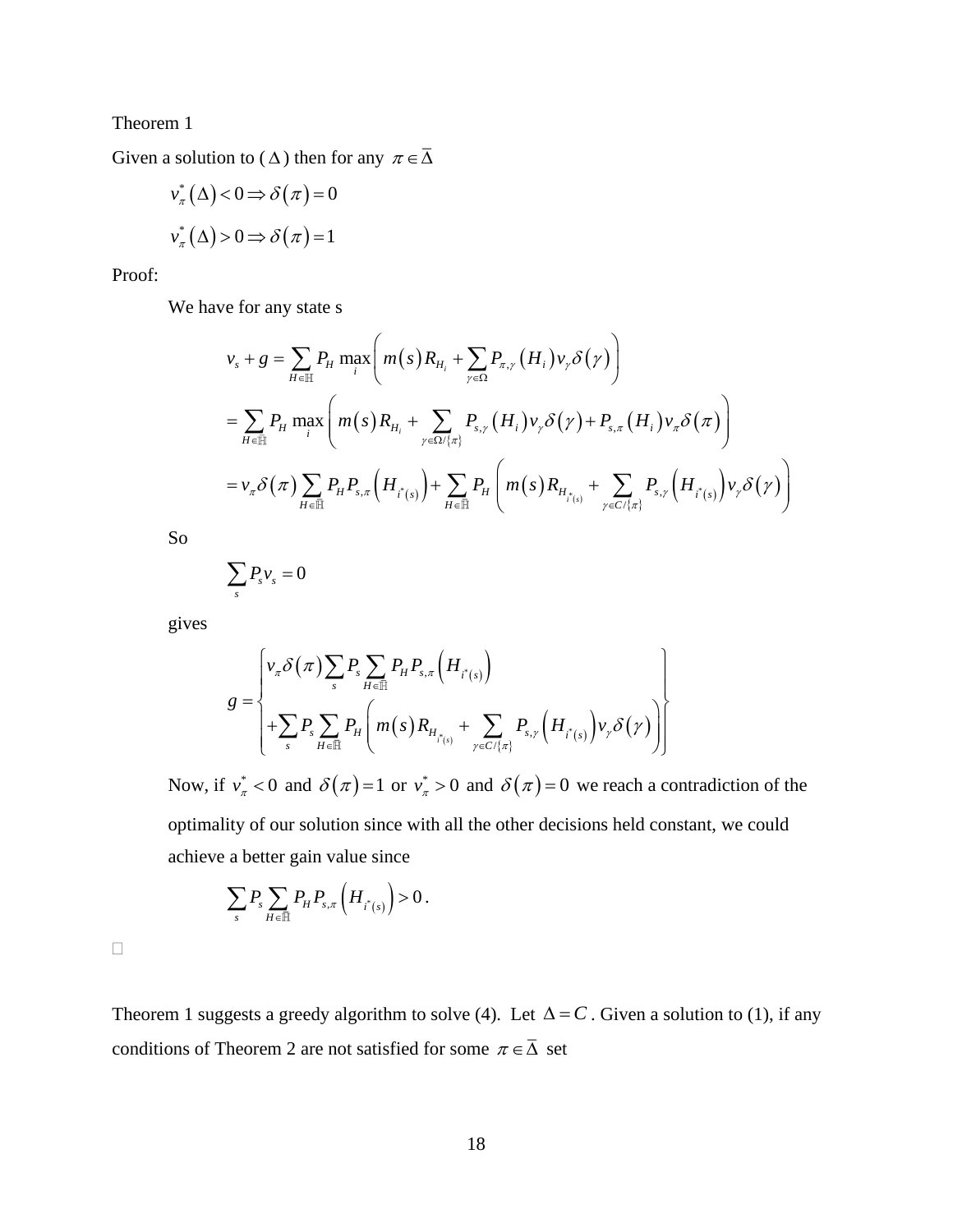Theorem 1

Given a solution to ($\Delta$) then for any $\pi \in \bar{\Delta}$

$$v_\pi^*(\Delta) < 0 \Rightarrow \delta(\pi) = 0$$

$$v_\pi^*(\Delta) > 0 \Rightarrow \delta(\pi) = 1$$

Proof:

We have for any state s

$$
\begin{aligned}
v_s + g &= \sum_{H \in \mathbb{H}} P_H \max_i \left( m(s) R_{H_i} + \sum_{\gamma \in \Omega} P_{\pi,\gamma}(H_i) v_\gamma \delta(\gamma) \right) \\
&= \sum_{H \in \mathbb{H}} P_H \max_i \left( m(s) R_{H_i} + \sum_{\gamma \in \Omega / \{\pi\}} P_{s,\gamma}(H_i) v_\gamma \delta(\gamma) + P_{s,\pi}(H_i) v_\pi \delta(\pi) \right) \\
&= v_\pi \delta(\pi) \sum_{H \in \bar{\mathbb{H}}} P_H P_{s,\pi}\left(H_{i^*(s)}\right) + \sum_{H \in \bar{\mathbb{H}}} P_H \left( m(s) R_{H_{i^*(s)}} + \sum_{\gamma \in C / \{\pi\}} P_{s,\gamma}\left(H_{i^*(s)}\right) v_\gamma \delta(\gamma) \right)
\end{aligned}
$$

So

$$\sum_s P_s v_s = 0$$

gives

$$
g = \left\{
\begin{aligned}
& v_\pi \delta(\pi) \sum_s P_s \sum_{H \in \bar{\mathbb{H}}} P_H P_{s,\pi}\left(H_{i^*(s)}\right) \\
& + \sum_s P_s \sum_{H \in \bar{\mathbb{H}}} P_H \left( m(s) R_{H_{i^*(s)}} + \sum_{\gamma \in C / \{\pi\}} P_{s,\gamma}\left(H_{i^*(s)}\right) v_\gamma \delta(\gamma) \right)
\end{aligned}
\right\}
$$

Now, if $v_\pi^* < 0$ and $\delta(\pi) = 1$ or $v_\pi^* > 0$ and $\delta(\pi) = 0$ we reach a contradiction of the optimality of our solution since with all the other decisions held constant, we could achieve a better gain value since

$$\sum_s P_s \sum_{H \in \bar{\mathbb{H}}} P_H P_{s,\pi}\left(H_{i^*(s)}\right) > 0.$$

□

Theorem 1 suggests a greedy algorithm to solve (4). Let $\Delta = C$. Given a solution to (1), if any conditions of Theorem 2 are not satisfied for some $\pi \in \bar{\Delta}$ set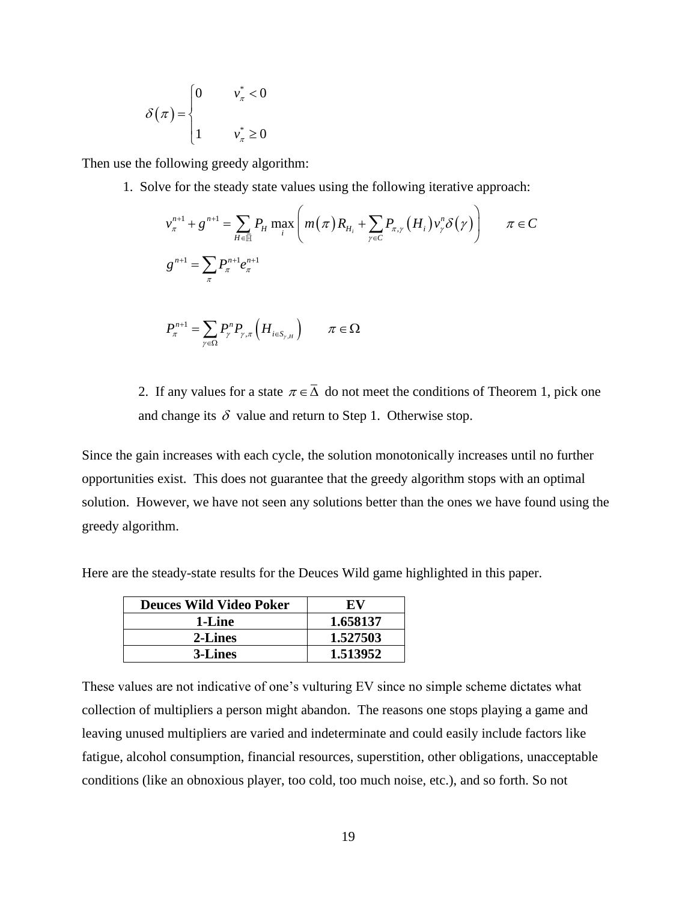$$\delta(\pi) = \begin{cases} 0 & v_\pi^* < 0 \\ \\ 1 & v_\pi^* \geq 0 \end{cases}$$

Then use the following greedy algorithm:

1. Solve for the steady state values using the following iterative approach:

$$v_\pi^{n+1} + g^{n+1} = \sum_{H \in \mathbb{H}} P_H \max_i \left( m(\pi) R_{H_i} + \sum_{\gamma \in C} P_{\pi,\gamma}(H_i) v_\gamma^n \delta(\gamma) \right) \qquad \pi \in C$$

$$g^{n+1} = \sum_\pi P_\pi^{n+1} e_\pi^{n+1}$$

$$P_\pi^{n+1} = \sum_{\gamma \in \Omega} P_\gamma^n P_{\gamma,\pi}\left(H_{i \in S_{\gamma,H}}\right) \qquad \pi \in \Omega$$

2. If any values for a state $\pi \in \bar{\Delta}$ do not meet the conditions of Theorem 1, pick one and change its $\delta$ value and return to Step 1. Otherwise stop.

Since the gain increases with each cycle, the solution monotonically increases until no further opportunities exist. This does not guarantee that the greedy algorithm stops with an optimal solution. However, we have not seen any solutions better than the ones we have found using the greedy algorithm.

Here are the steady-state results for the Deuces Wild game highlighted in this paper.

| Deuces Wild Video Poker | EV |
|---|---|
| 1-Line | 1.658137 |
| 2-Lines | 1.527503 |
| 3-Lines | 1.513952 |

These values are not indicative of one's vulturing EV since no simple scheme dictates what collection of multipliers a person might abandon. The reasons one stops playing a game and leaving unused multipliers are varied and indeterminate and could easily include factors like fatigue, alcohol consumption, financial resources, superstition, other obligations, unacceptable conditions (like an obnoxious player, too cold, too much noise, etc.), and so forth. So not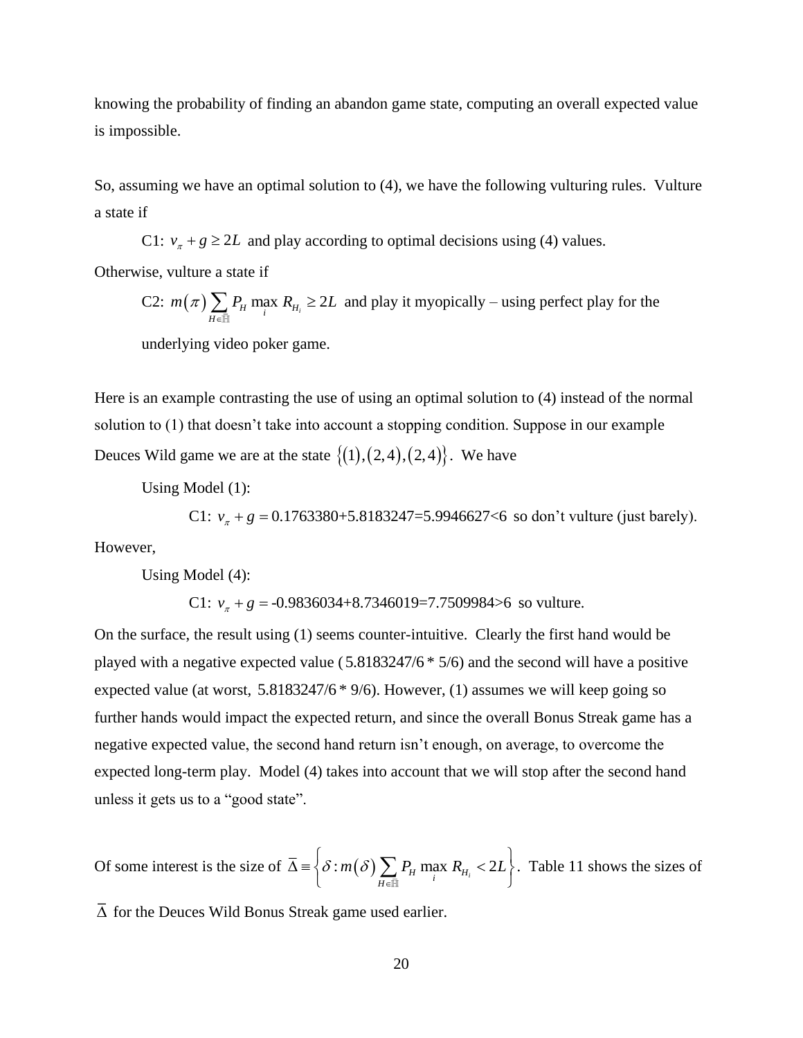knowing the probability of finding an abandon game state, computing an overall expected value is impossible.

So, assuming we have an optimal solution to (4), we have the following vulturing rules. Vulture a state if

C1: $v_\pi + g \geq 2L$ and play according to optimal decisions using (4) values.

Otherwise, vulture a state if

C2: $m(\pi)\sum_{H\in\mathbb{H}} P_H \max_i R_{H_i} \geq 2L$ and play it myopically – using perfect play for the underlying video poker game.

Here is an example contrasting the use of using an optimal solution to (4) instead of the normal solution to (1) that doesn't take into account a stopping condition. Suppose in our example Deuces Wild game we are at the state $\{(1),(2,4),(2,4)\}$. We have

Using Model (1):

C1: $v_\pi + g = 0.1763380 + 5.8183247 = 5.9946627 < 6$ so don't vulture (just barely).

However,

Using Model (4):

C1: $v_\pi + g = -0.9836034 + 8.7346019 = 7.7509984 > 6$ so vulture.

On the surface, the result using (1) seems counter-intuitive. Clearly the first hand would be played with a negative expected value ($5.8183247/6 * 5/6$) and the second will have a positive expected value (at worst, $5.8183247/6 * 9/6$). However, (1) assumes we will keep going so further hands would impact the expected return, and since the overall Bonus Streak game has a negative expected value, the second hand return isn't enough, on average, to overcome the expected long-term play. Model (4) takes into account that we will stop after the second hand unless it gets us to a "good state".

Of some interest is the size of $\overline{\Delta} \equiv \left\{\delta : m(\delta)\sum_{H\in\mathbb{H}} P_H \max_i R_{H_i} < 2L\right\}$. Table 11 shows the sizes of $\overline{\Delta}$ for the Deuces Wild Bonus Streak game used earlier.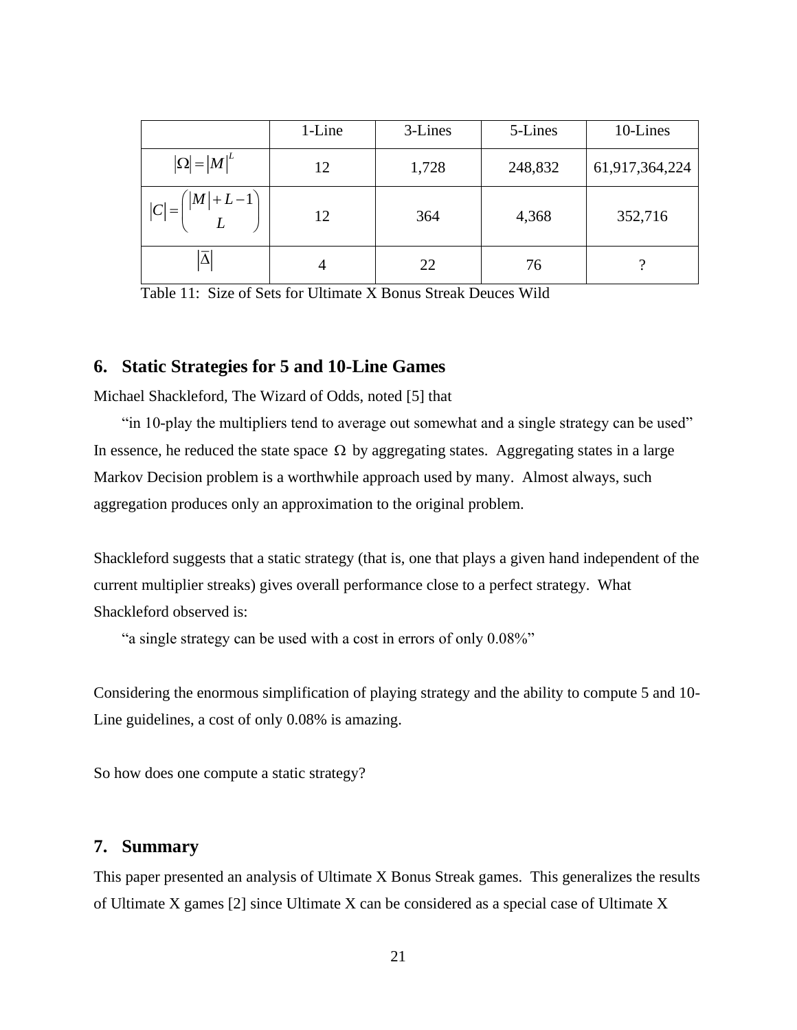|  | 1-Line | 3-Lines | 5-Lines | 10-Lines |
| --- | --- | --- | --- | --- |
| $\lvert\Omega\rvert = \lvert M\rvert^L$ | 12 | 1,728 | 248,832 | 61,917,364,224 |
| $\lvert C\rvert = \binom{\lvert M\rvert + L - 1}{L}$ | 12 | 364 | 4,368 | 352,716 |
| $\lvert\overline{\Delta}\rvert$ | 4 | 22 | 76 | ? |

Table 11: Size of Sets for Ultimate X Bonus Streak Deuces Wild

## 6. Static Strategies for 5 and 10-Line Games

Michael Shackleford, The Wizard of Odds, noted [5] that

> "in 10-play the multipliers tend to average out somewhat and a single strategy can be used"

In essence, he reduced the state space $\Omega$ by aggregating states. Aggregating states in a large Markov Decision problem is a worthwhile approach used by many. Almost always, such aggregation produces only an approximation to the original problem.

Shackleford suggests that a static strategy (that is, one that plays a given hand independent of the current multiplier streaks) gives overall performance close to a perfect strategy. What Shackleford observed is:

> "a single strategy can be used with a cost in errors of only 0.08%"

Considering the enormous simplification of playing strategy and the ability to compute 5 and 10-Line guidelines, a cost of only 0.08% is amazing.

So how does one compute a static strategy?

## 7. Summary

This paper presented an analysis of Ultimate X Bonus Streak games. This generalizes the results of Ultimate X games [2] since Ultimate X can be considered as a special case of Ultimate X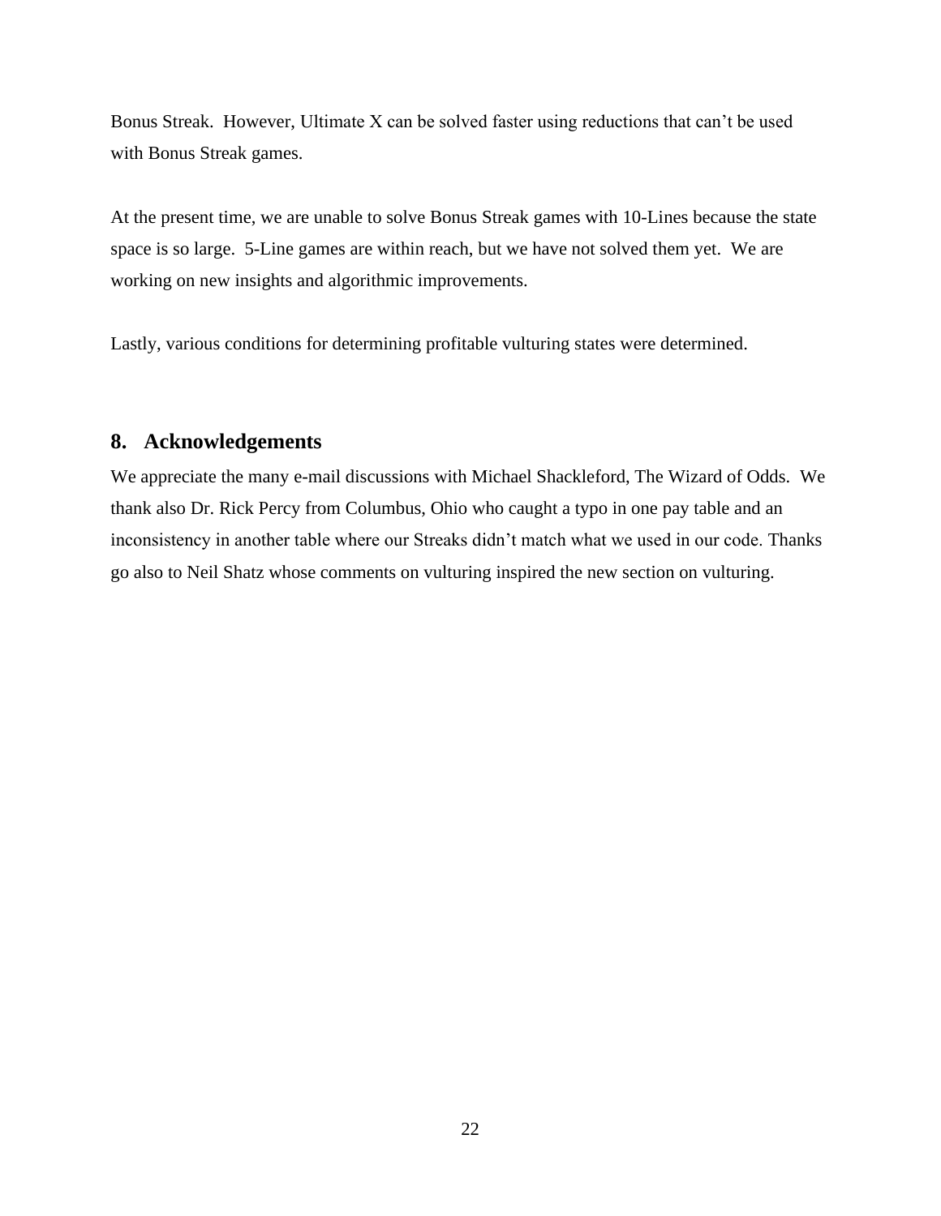Bonus Streak. However, Ultimate X can be solved faster using reductions that can't be used with Bonus Streak games.

At the present time, we are unable to solve Bonus Streak games with 10-Lines because the state space is so large. 5-Line games are within reach, but we have not solved them yet. We are working on new insights and algorithmic improvements.

Lastly, various conditions for determining profitable vulturing states were determined.

## 8. Acknowledgements

We appreciate the many e-mail discussions with Michael Shackleford, The Wizard of Odds. We thank also Dr. Rick Percy from Columbus, Ohio who caught a typo in one pay table and an inconsistency in another table where our Streaks didn't match what we used in our code. Thanks go also to Neil Shatz whose comments on vulturing inspired the new section on vulturing.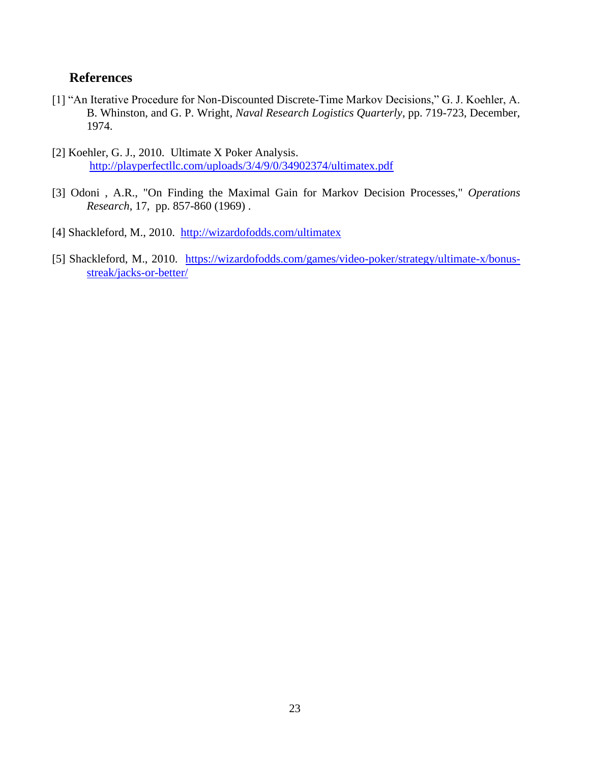## References

[1] "An Iterative Procedure for Non-Discounted Discrete-Time Markov Decisions," G. J. Koehler, A. B. Whinston, and G. P. Wright, *Naval Research Logistics Quarterly*, pp. 719-723, December, 1974.

[2] Koehler, G. J., 2010. Ultimate X Poker Analysis. http://playperfectllc.com/uploads/3/4/9/0/34902374/ultimatex.pdf

[3] Odoni , A.R., "On Finding the Maximal Gain for Markov Decision Processes," *Operations Research*, 17, pp. 857-860 (1969) .

[4] Shackleford, M., 2010. http://wizardofodds.com/ultimatex

[5] Shackleford, M., 2010. https://wizardofodds.com/games/video-poker/strategy/ultimate-x/bonus-streak/jacks-or-better/